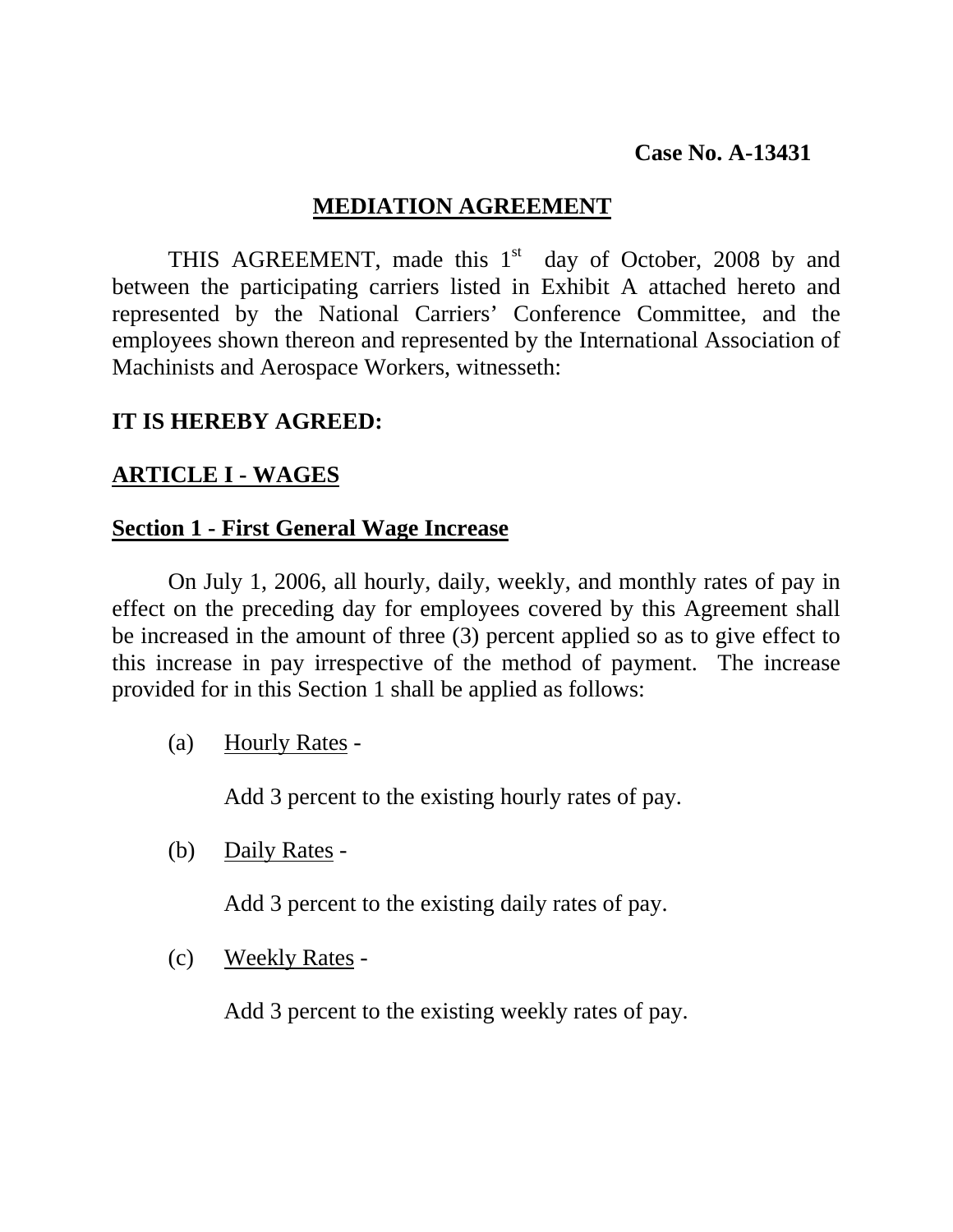**Case No. A-13431**

# MEDIATION AGREEMENT

THIS AGREEMENT, made this 1st day of October, 2008 by and between the participating carriers listed in Exhibit A attached hereto and represented by the National Carriers' Conference Committee, and the employees shown thereon and represented by the International Association of Machinists and Aerospace Workers, witnesseth:

**IT IS HEREBY AGREED:**

## ARTICLE I - WAGES

### Section 1 - First General Wage Increase

On July 1, 2006, all hourly, daily, weekly, and monthly rates of pay in effect on the preceding day for employees covered by this Agreement shall be increased in the amount of three (3) percent applied so as to give effect to this increase in pay irrespective of the method of payment. The increase provided for in this Section 1 shall be applied as follows:

(a) Hourly Rates -

Add 3 percent to the existing hourly rates of pay.

(b) Daily Rates -

Add 3 percent to the existing daily rates of pay.

(c) Weekly Rates -

Add 3 percent to the existing weekly rates of pay.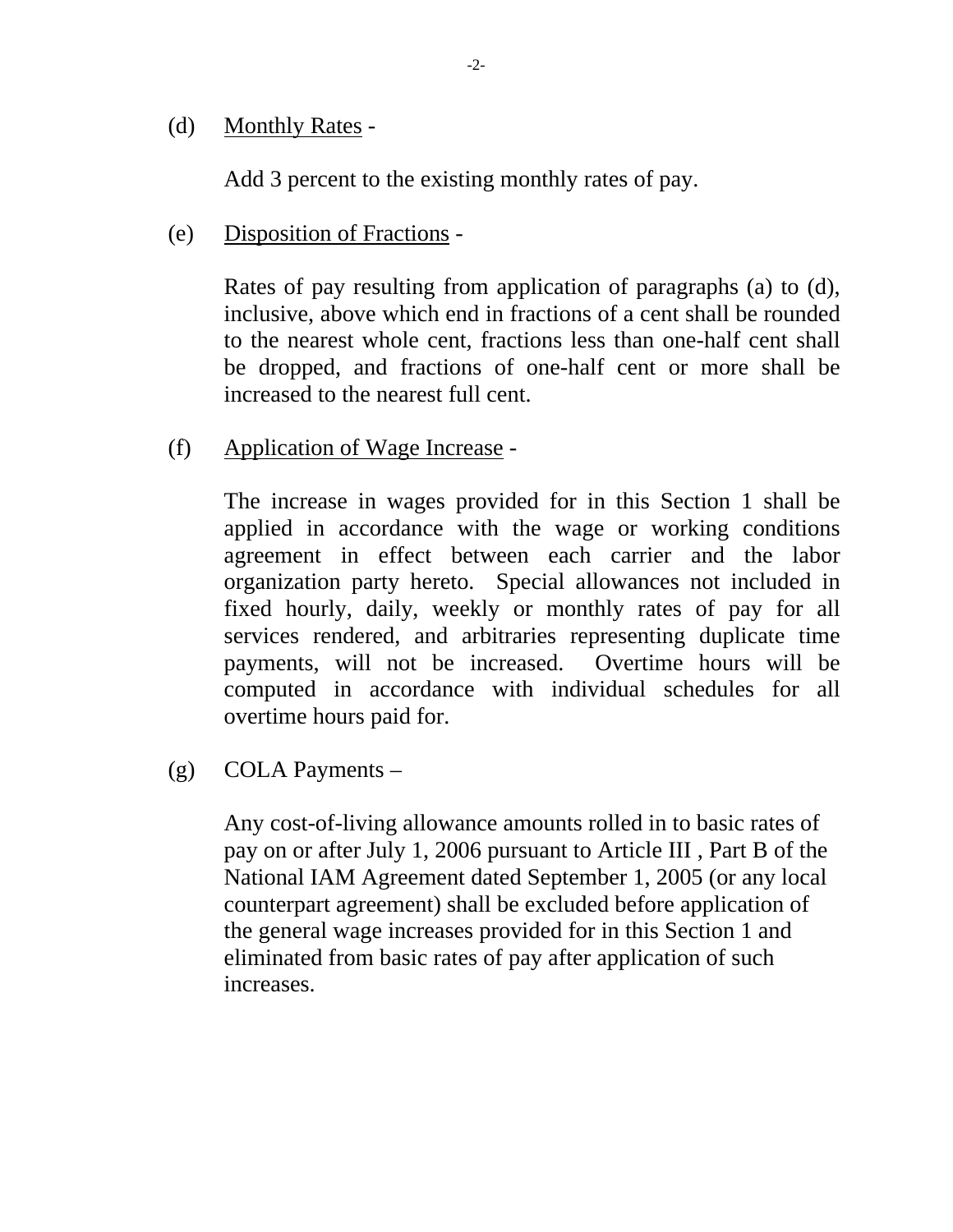(d) Monthly Rates -

Add 3 percent to the existing monthly rates of pay.

(e) Disposition of Fractions -

Rates of pay resulting from application of paragraphs (a) to (d), inclusive, above which end in fractions of a cent shall be rounded to the nearest whole cent, fractions less than one-half cent shall be dropped, and fractions of one-half cent or more shall be increased to the nearest full cent.

(f) Application of Wage Increase -

The increase in wages provided for in this Section 1 shall be applied in accordance with the wage or working conditions agreement in effect between each carrier and the labor organization party hereto. Special allowances not included in fixed hourly, daily, weekly or monthly rates of pay for all services rendered, and arbitraries representing duplicate time payments, will not be increased. Overtime hours will be computed in accordance with individual schedules for all overtime hours paid for.

(g) COLA Payments –

Any cost-of-living allowance amounts rolled in to basic rates of pay on or after July 1, 2006 pursuant to Article III , Part B of the National IAM Agreement dated September 1, 2005 (or any local counterpart agreement) shall be excluded before application of the general wage increases provided for in this Section 1 and eliminated from basic rates of pay after application of such increases.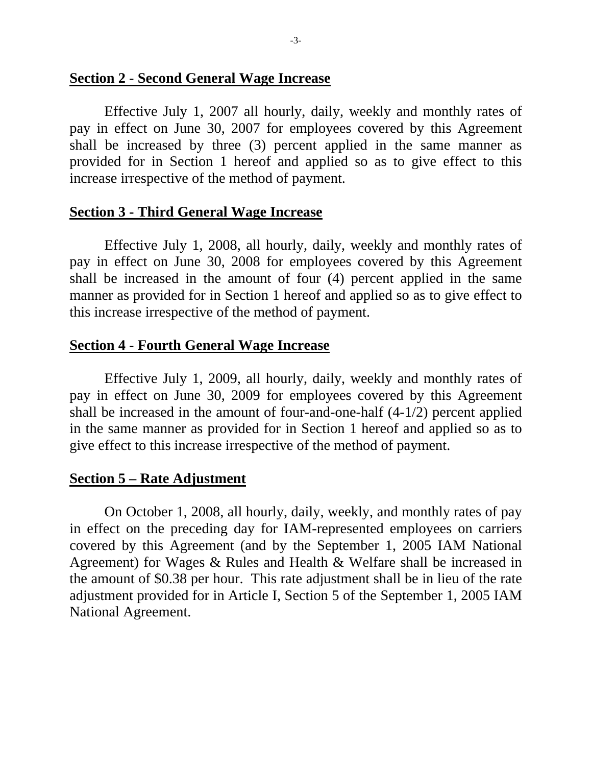**Section 2 - Second General Wage Increase**

Effective July 1, 2007 all hourly, daily, weekly and monthly rates of pay in effect on June 30, 2007 for employees covered by this Agreement shall be increased by three (3) percent applied in the same manner as provided for in Section 1 hereof and applied so as to give effect to this increase irrespective of the method of payment.

**Section 3 - Third General Wage Increase**

Effective July 1, 2008, all hourly, daily, weekly and monthly rates of pay in effect on June 30, 2008 for employees covered by this Agreement shall be increased in the amount of four (4) percent applied in the same manner as provided for in Section 1 hereof and applied so as to give effect to this increase irrespective of the method of payment.

**Section 4 - Fourth General Wage Increase**

Effective July 1, 2009, all hourly, daily, weekly and monthly rates of pay in effect on June 30, 2009 for employees covered by this Agreement shall be increased in the amount of four-and-one-half (4-1/2) percent applied in the same manner as provided for in Section 1 hereof and applied so as to give effect to this increase irrespective of the method of payment.

**Section 5 – Rate Adjustment**

On October 1, 2008, all hourly, daily, weekly, and monthly rates of pay in effect on the preceding day for IAM-represented employees on carriers covered by this Agreement (and by the September 1, 2005 IAM National Agreement) for Wages & Rules and Health & Welfare shall be increased in the amount of $0.38 per hour. This rate adjustment shall be in lieu of the rate adjustment provided for in Article I, Section 5 of the September 1, 2005 IAM National Agreement.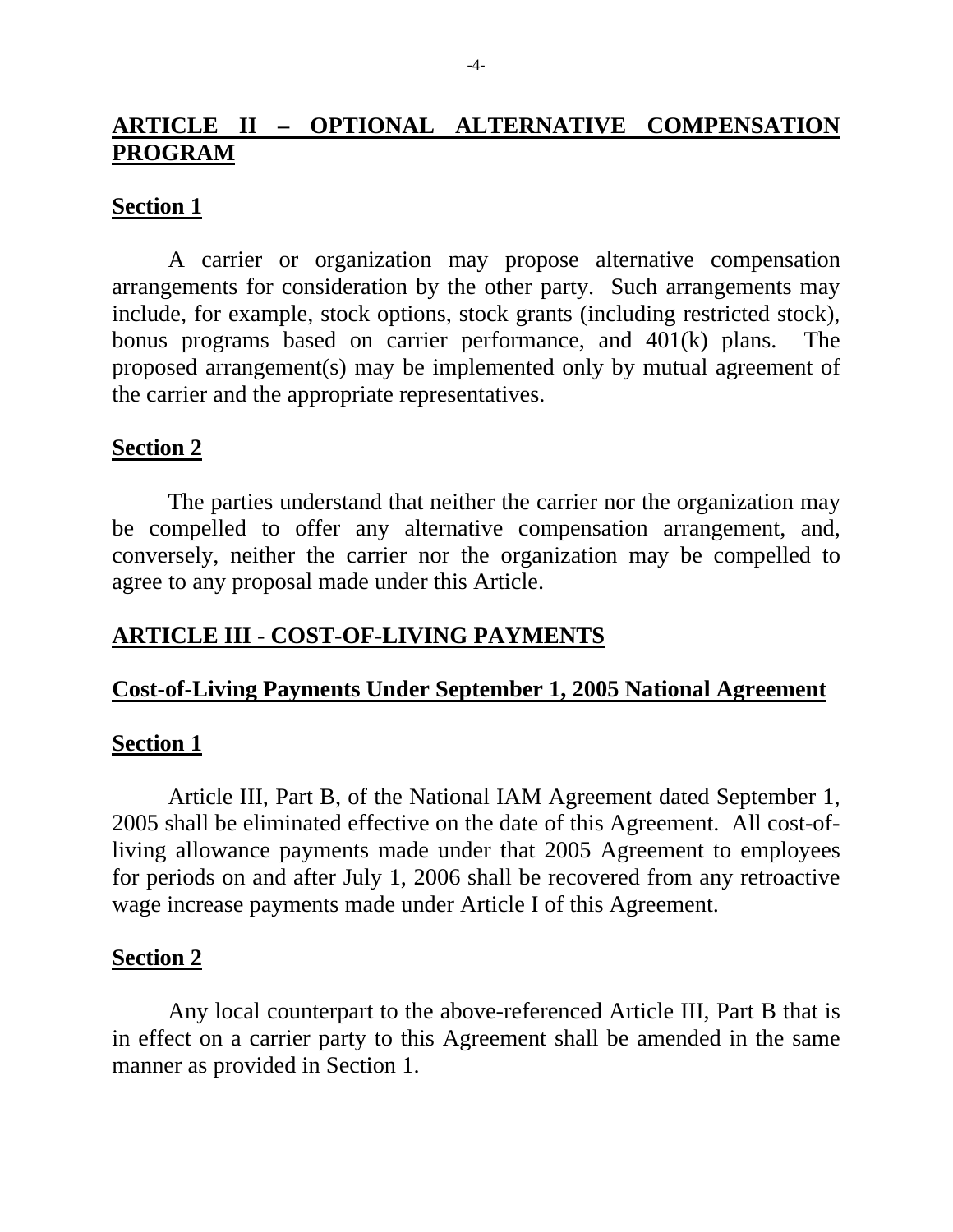## ARTICLE II – OPTIONAL ALTERNATIVE COMPENSATION PROGRAM

### Section 1

A carrier or organization may propose alternative compensation arrangements for consideration by the other party. Such arrangements may include, for example, stock options, stock grants (including restricted stock), bonus programs based on carrier performance, and 401(k) plans. The proposed arrangement(s) may be implemented only by mutual agreement of the carrier and the appropriate representatives.

### Section 2

The parties understand that neither the carrier nor the organization may be compelled to offer any alternative compensation arrangement, and, conversely, neither the carrier nor the organization may be compelled to agree to any proposal made under this Article.

## ARTICLE III - COST-OF-LIVING PAYMENTS

### Cost-of-Living Payments Under September 1, 2005 National Agreement

### Section 1

Article III, Part B, of the National IAM Agreement dated September 1, 2005 shall be eliminated effective on the date of this Agreement. All cost-of-living allowance payments made under that 2005 Agreement to employees for periods on and after July 1, 2006 shall be recovered from any retroactive wage increase payments made under Article I of this Agreement.

### Section 2

Any local counterpart to the above-referenced Article III, Part B that is in effect on a carrier party to this Agreement shall be amended in the same manner as provided in Section 1.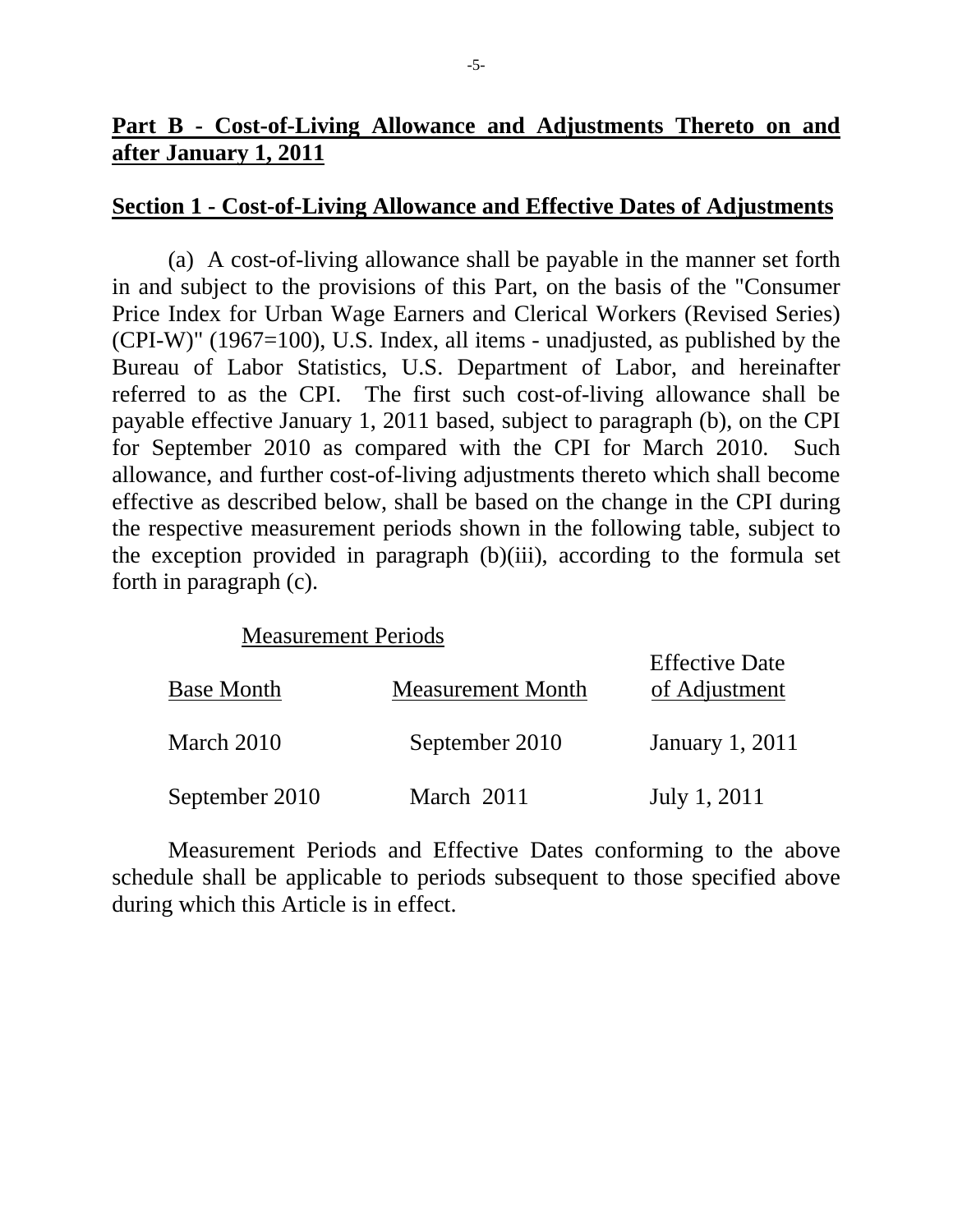## **Part B - Cost-of-Living Allowance and Adjustments Thereto on and after January 1, 2011**

### **Section 1 - Cost-of-Living Allowance and Effective Dates of Adjustments**

(a) A cost-of-living allowance shall be payable in the manner set forth in and subject to the provisions of this Part, on the basis of the "Consumer Price Index for Urban Wage Earners and Clerical Workers (Revised Series) (CPI-W)" (1967=100), U.S. Index, all items - unadjusted, as published by the Bureau of Labor Statistics, U.S. Department of Labor, and hereinafter referred to as the CPI. The first such cost-of-living allowance shall be payable effective January 1, 2011 based, subject to paragraph (b), on the CPI for September 2010 as compared with the CPI for March 2010. Such allowance, and further cost-of-living adjustments thereto which shall become effective as described below, shall be based on the change in the CPI during the respective measurement periods shown in the following table, subject to the exception provided in paragraph (b)(iii), according to the formula set forth in paragraph (c).

| Measurement Periods | | |
|---|---|---|
| Base Month | Measurement Month | Effective Date of Adjustment |
| March 2010 | September 2010 | January 1, 2011 |
| September 2010 | March 2011 | July 1, 2011 |

Measurement Periods and Effective Dates conforming to the above schedule shall be applicable to periods subsequent to those specified above during which this Article is in effect.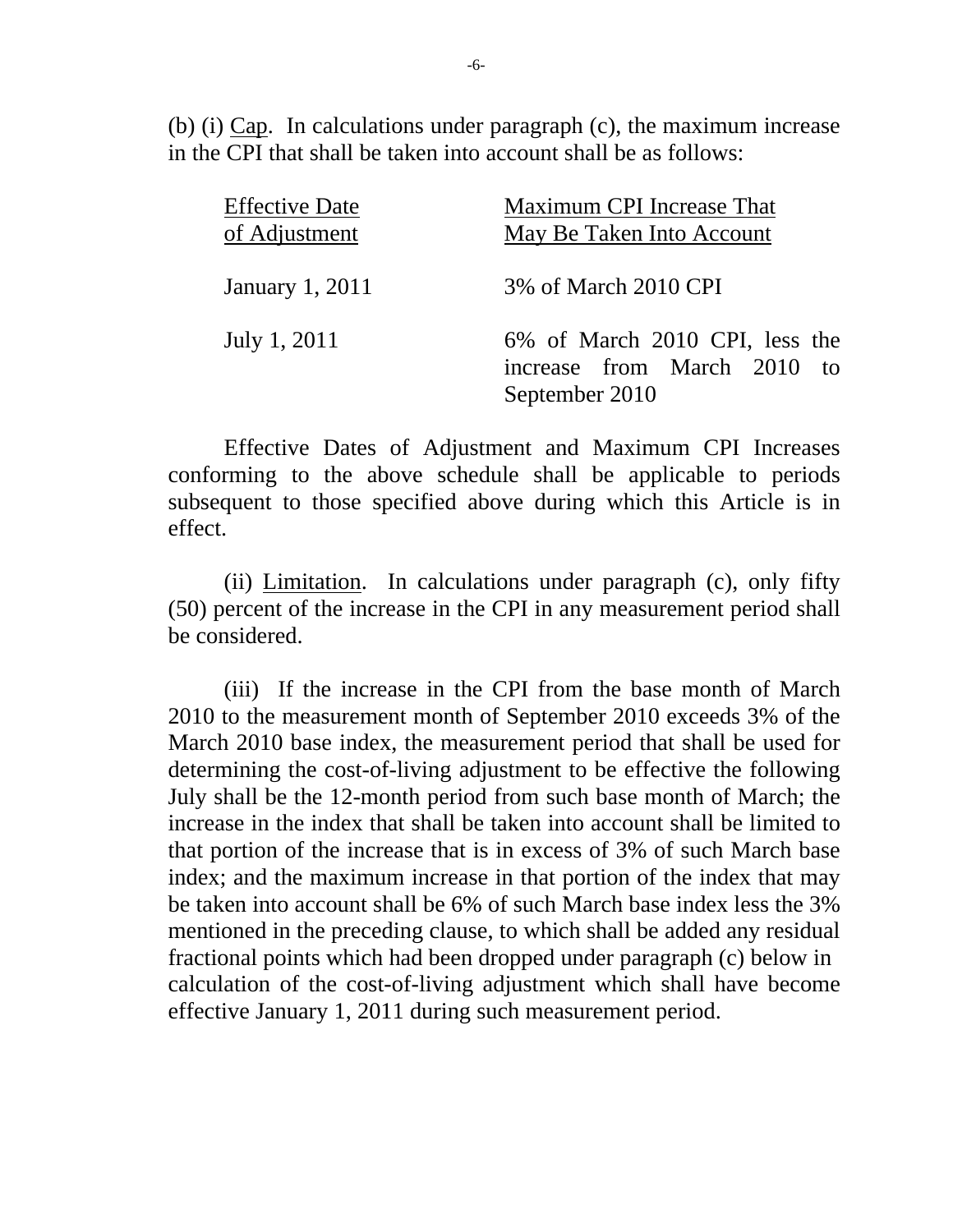(b) (i) Cap. In calculations under paragraph (c), the maximum increase in the CPI that shall be taken into account shall be as follows:

| Effective Date of Adjustment | Maximum CPI Increase That May Be Taken Into Account |
|---|---|
| January 1, 2011 | 3% of March 2010 CPI |
| July 1, 2011 | 6% of March 2010 CPI, less the increase from March 2010 to September 2010 |

Effective Dates of Adjustment and Maximum CPI Increases conforming to the above schedule shall be applicable to periods subsequent to those specified above during which this Article is in effect.

(ii) Limitation. In calculations under paragraph (c), only fifty (50) percent of the increase in the CPI in any measurement period shall be considered.

(iii) If the increase in the CPI from the base month of March 2010 to the measurement month of September 2010 exceeds 3% of the March 2010 base index, the measurement period that shall be used for determining the cost-of-living adjustment to be effective the following July shall be the 12-month period from such base month of March; the increase in the index that shall be taken into account shall be limited to that portion of the increase that is in excess of 3% of such March base index; and the maximum increase in that portion of the index that may be taken into account shall be 6% of such March base index less the 3% mentioned in the preceding clause, to which shall be added any residual fractional points which had been dropped under paragraph (c) below in calculation of the cost-of-living adjustment which shall have become effective January 1, 2011 during such measurement period.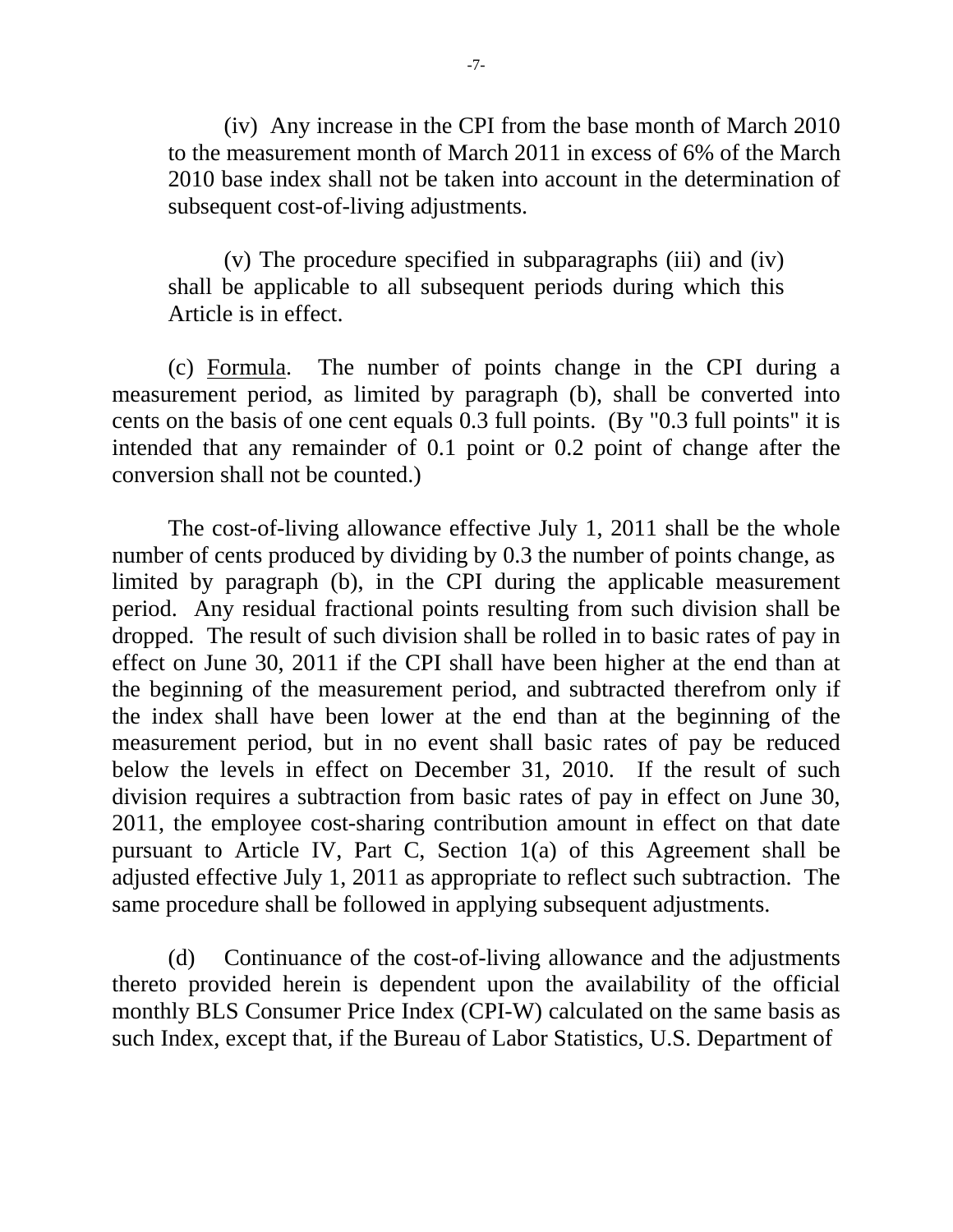(iv) Any increase in the CPI from the base month of March 2010 to the measurement month of March 2011 in excess of 6% of the March 2010 base index shall not be taken into account in the determination of subsequent cost-of-living adjustments.

(v) The procedure specified in subparagraphs (iii) and (iv) shall be applicable to all subsequent periods during which this Article is in effect.

(c) Formula. The number of points change in the CPI during a measurement period, as limited by paragraph (b), shall be converted into cents on the basis of one cent equals 0.3 full points. (By "0.3 full points" it is intended that any remainder of 0.1 point or 0.2 point of change after the conversion shall not be counted.)

The cost-of-living allowance effective July 1, 2011 shall be the whole number of cents produced by dividing by 0.3 the number of points change, as limited by paragraph (b), in the CPI during the applicable measurement period. Any residual fractional points resulting from such division shall be dropped. The result of such division shall be rolled in to basic rates of pay in effect on June 30, 2011 if the CPI shall have been higher at the end than at the beginning of the measurement period, and subtracted therefrom only if the index shall have been lower at the end than at the beginning of the measurement period, but in no event shall basic rates of pay be reduced below the levels in effect on December 31, 2010. If the result of such division requires a subtraction from basic rates of pay in effect on June 30, 2011, the employee cost-sharing contribution amount in effect on that date pursuant to Article IV, Part C, Section 1(a) of this Agreement shall be adjusted effective July 1, 2011 as appropriate to reflect such subtraction. The same procedure shall be followed in applying subsequent adjustments.

(d) Continuance of the cost-of-living allowance and the adjustments thereto provided herein is dependent upon the availability of the official monthly BLS Consumer Price Index (CPI-W) calculated on the same basis as such Index, except that, if the Bureau of Labor Statistics, U.S. Department of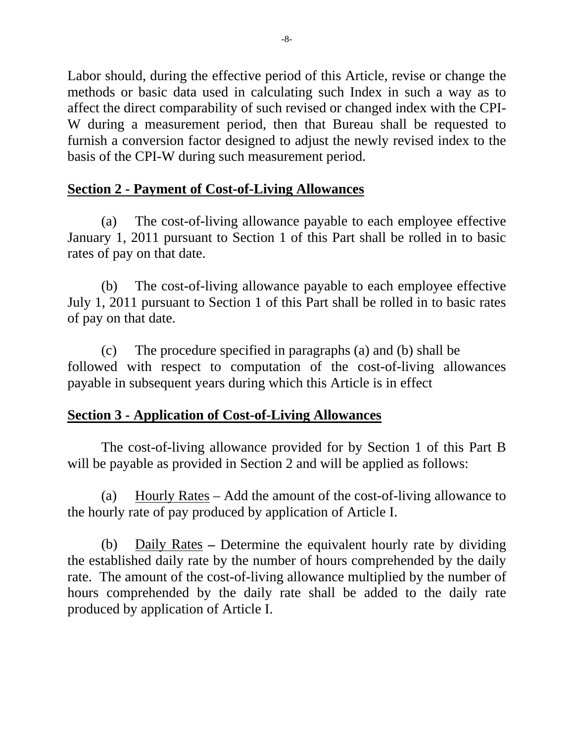Labor should, during the effective period of this Article, revise or change the methods or basic data used in calculating such Index in such a way as to affect the direct comparability of such revised or changed index with the CPI-W during a measurement period, then that Bureau shall be requested to furnish a conversion factor designed to adjust the newly revised index to the basis of the CPI-W during such measurement period.

**Section 2 - Payment of Cost-of-Living Allowances**

(a) The cost-of-living allowance payable to each employee effective January 1, 2011 pursuant to Section 1 of this Part shall be rolled in to basic rates of pay on that date.

(b) The cost-of-living allowance payable to each employee effective July 1, 2011 pursuant to Section 1 of this Part shall be rolled in to basic rates of pay on that date.

(c) The procedure specified in paragraphs (a) and (b) shall be followed with respect to computation of the cost-of-living allowances payable in subsequent years during which this Article is in effect

**Section 3 - Application of Cost-of-Living Allowances**

The cost-of-living allowance provided for by Section 1 of this Part B will be payable as provided in Section 2 and will be applied as follows:

(a) Hourly Rates – Add the amount of the cost-of-living allowance to the hourly rate of pay produced by application of Article I.

(b) Daily Rates – Determine the equivalent hourly rate by dividing the established daily rate by the number of hours comprehended by the daily rate. The amount of the cost-of-living allowance multiplied by the number of hours comprehended by the daily rate shall be added to the daily rate produced by application of Article I.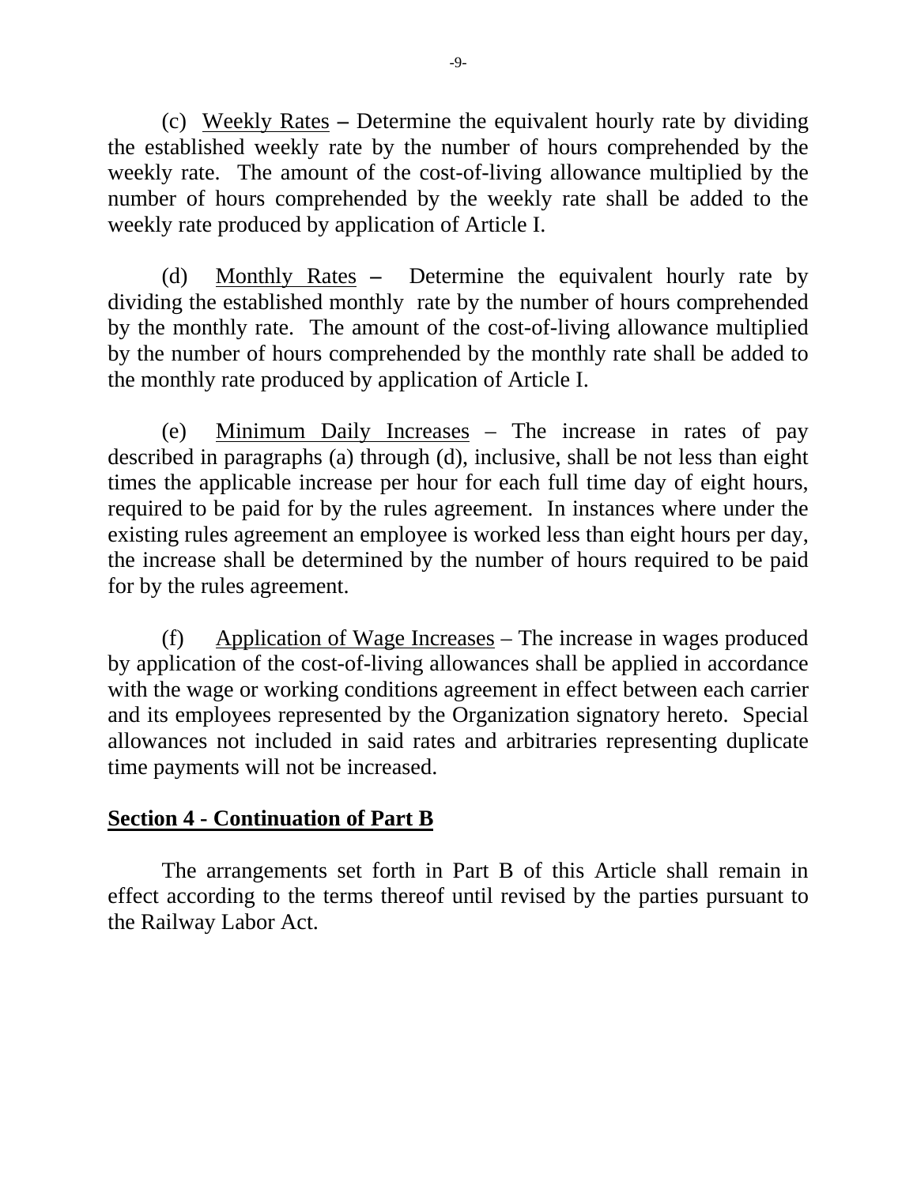(c) <u>Weekly Rates</u> **–** Determine the equivalent hourly rate by dividing the established weekly rate by the number of hours comprehended by the weekly rate. The amount of the cost-of-living allowance multiplied by the number of hours comprehended by the weekly rate shall be added to the weekly rate produced by application of Article I.

(d) <u>Monthly Rates</u> **–** Determine the equivalent hourly rate by dividing the established monthly rate by the number of hours comprehended by the monthly rate. The amount of the cost-of-living allowance multiplied by the number of hours comprehended by the monthly rate shall be added to the monthly rate produced by application of Article I.

(e) <u>Minimum Daily Increases</u> – The increase in rates of pay described in paragraphs (a) through (d), inclusive, shall be not less than eight times the applicable increase per hour for each full time day of eight hours, required to be paid for by the rules agreement. In instances where under the existing rules agreement an employee is worked less than eight hours per day, the increase shall be determined by the number of hours required to be paid for by the rules agreement.

(f) <u>Application of Wage Increases</u> – The increase in wages produced by application of the cost-of-living allowances shall be applied in accordance with the wage or working conditions agreement in effect between each carrier and its employees represented by the Organization signatory hereto. Special allowances not included in said rates and arbitraries representing duplicate time payments will not be increased.

## <u>Section 4 - Continuation of Part B</u>

The arrangements set forth in Part B of this Article shall remain in effect according to the terms thereof until revised by the parties pursuant to the Railway Labor Act.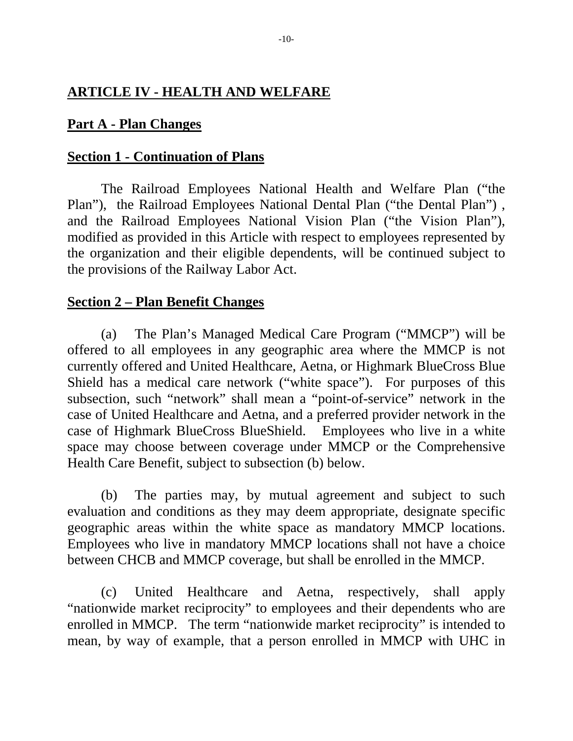## ARTICLE IV - HEALTH AND WELFARE

### Part A - Plan Changes

#### Section 1 - Continuation of Plans

The Railroad Employees National Health and Welfare Plan ("the Plan"), the Railroad Employees National Dental Plan ("the Dental Plan") , and the Railroad Employees National Vision Plan ("the Vision Plan"), modified as provided in this Article with respect to employees represented by the organization and their eligible dependents, will be continued subject to the provisions of the Railway Labor Act.

#### Section 2 – Plan Benefit Changes

(a) The Plan's Managed Medical Care Program ("MMCP") will be offered to all employees in any geographic area where the MMCP is not currently offered and United Healthcare, Aetna, or Highmark BlueCross Blue Shield has a medical care network ("white space"). For purposes of this subsection, such "network" shall mean a "point-of-service" network in the case of United Healthcare and Aetna, and a preferred provider network in the case of Highmark BlueCross BlueShield. Employees who live in a white space may choose between coverage under MMCP or the Comprehensive Health Care Benefit, subject to subsection (b) below.

(b) The parties may, by mutual agreement and subject to such evaluation and conditions as they may deem appropriate, designate specific geographic areas within the white space as mandatory MMCP locations. Employees who live in mandatory MMCP locations shall not have a choice between CHCB and MMCP coverage, but shall be enrolled in the MMCP.

(c) United Healthcare and Aetna, respectively, shall apply "nationwide market reciprocity" to employees and their dependents who are enrolled in MMCP. The term "nationwide market reciprocity" is intended to mean, by way of example, that a person enrolled in MMCP with UHC in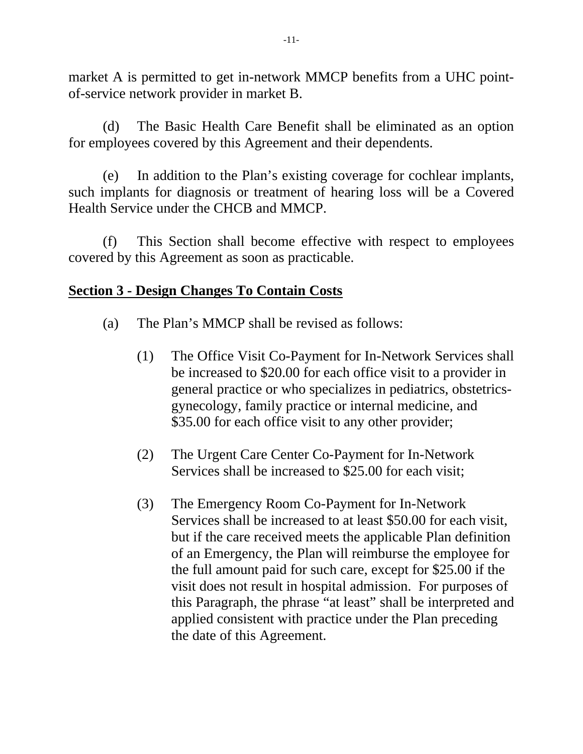market A is permitted to get in-network MMCP benefits from a UHC point-of-service network provider in market B.

(d) The Basic Health Care Benefit shall be eliminated as an option for employees covered by this Agreement and their dependents.

(e) In addition to the Plan's existing coverage for cochlear implants, such implants for diagnosis or treatment of hearing loss will be a Covered Health Service under the CHCB and MMCP.

(f) This Section shall become effective with respect to employees covered by this Agreement as soon as practicable.

**Section 3 - Design Changes To Contain Costs**

(a) The Plan's MMCP shall be revised as follows:

(1) The Office Visit Co-Payment for In-Network Services shall be increased to $20.00 for each office visit to a provider in general practice or who specializes in pediatrics, obstetrics-gynecology, family practice or internal medicine, and $35.00 for each office visit to any other provider;

(2) The Urgent Care Center Co-Payment for In-Network Services shall be increased to $25.00 for each visit;

(3) The Emergency Room Co-Payment for In-Network Services shall be increased to at least $50.00 for each visit, but if the care received meets the applicable Plan definition of an Emergency, the Plan will reimburse the employee for the full amount paid for such care, except for $25.00 if the visit does not result in hospital admission. For purposes of this Paragraph, the phrase "at least" shall be interpreted and applied consistent with practice under the Plan preceding the date of this Agreement.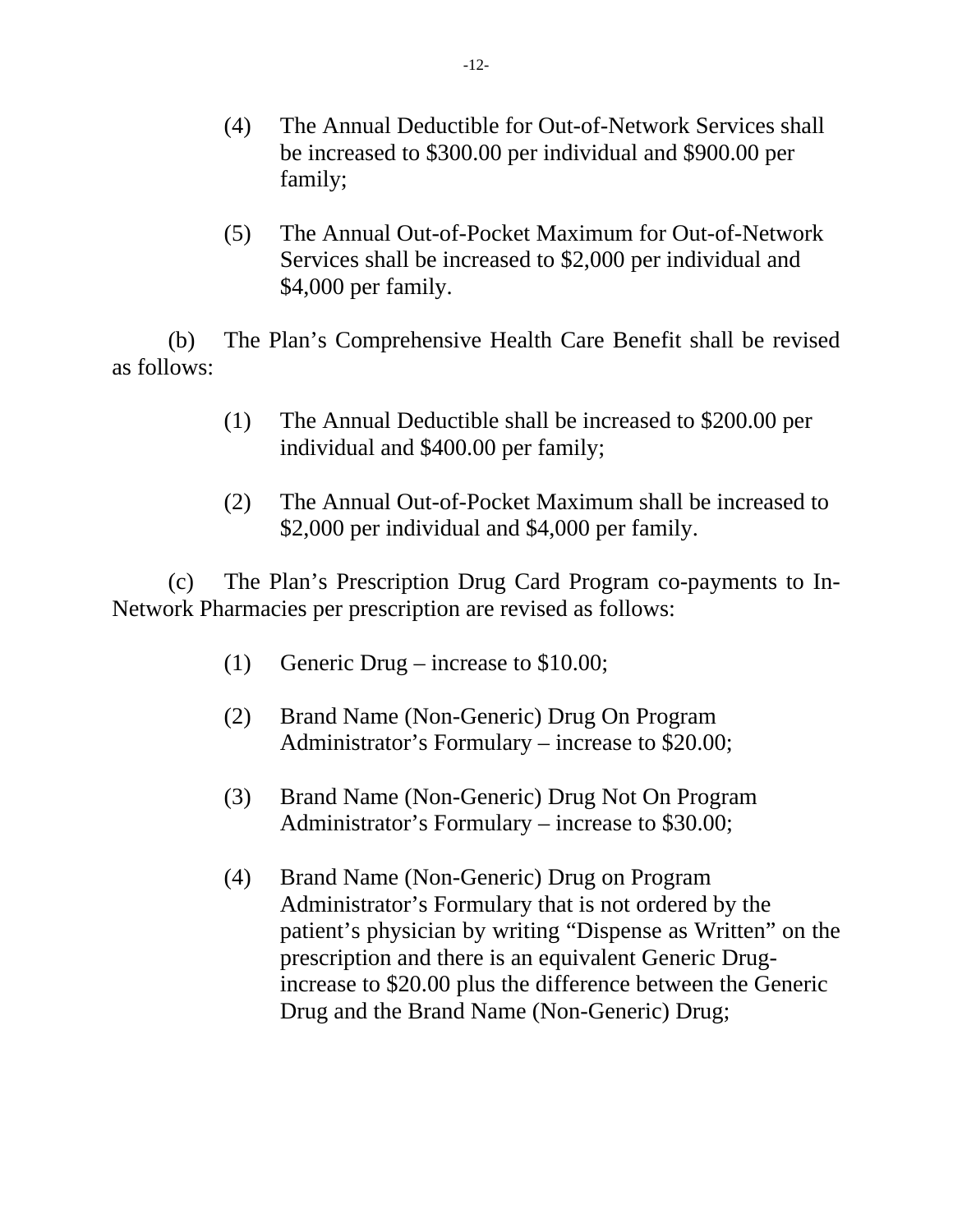(4) The Annual Deductible for Out-of-Network Services shall be increased to $300.00 per individual and $900.00 per family;

(5) The Annual Out-of-Pocket Maximum for Out-of-Network Services shall be increased to $2,000 per individual and $4,000 per family.

(b) The Plan's Comprehensive Health Care Benefit shall be revised as follows:

(1) The Annual Deductible shall be increased to $200.00 per individual and $400.00 per family;

(2) The Annual Out-of-Pocket Maximum shall be increased to $2,000 per individual and $4,000 per family.

(c) The Plan's Prescription Drug Card Program co-payments to In-Network Pharmacies per prescription are revised as follows:

(1) Generic Drug – increase to $10.00;

(2) Brand Name (Non-Generic) Drug On Program Administrator's Formulary – increase to $20.00;

(3) Brand Name (Non-Generic) Drug Not On Program Administrator's Formulary – increase to $30.00;

(4) Brand Name (Non-Generic) Drug on Program Administrator's Formulary that is not ordered by the patient's physician by writing "Dispense as Written" on the prescription and there is an equivalent Generic Drug- increase to $20.00 plus the difference between the Generic Drug and the Brand Name (Non-Generic) Drug;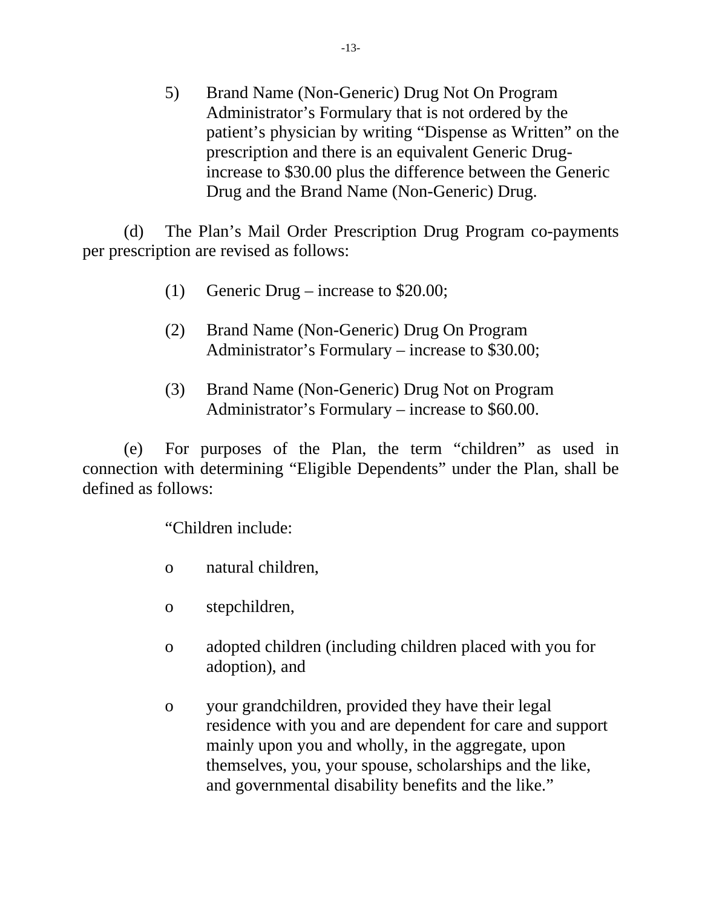5) Brand Name (Non-Generic) Drug Not On Program Administrator's Formulary that is not ordered by the patient's physician by writing "Dispense as Written" on the prescription and there is an equivalent Generic Drug-increase to $30.00 plus the difference between the Generic Drug and the Brand Name (Non-Generic) Drug.

(d) The Plan's Mail Order Prescription Drug Program co-payments per prescription are revised as follows:

(1) Generic Drug – increase to $20.00;

(2) Brand Name (Non-Generic) Drug On Program Administrator's Formulary – increase to $30.00;

(3) Brand Name (Non-Generic) Drug Not on Program Administrator's Formulary – increase to $60.00.

(e) For purposes of the Plan, the term "children" as used in connection with determining "Eligible Dependents" under the Plan, shall be defined as follows:

"Children include:

- natural children,
- stepchildren,
- adopted children (including children placed with you for adoption), and
- your grandchildren, provided they have their legal residence with you and are dependent for care and support mainly upon you and wholly, in the aggregate, upon themselves, you, your spouse, scholarships and the like, and governmental disability benefits and the like."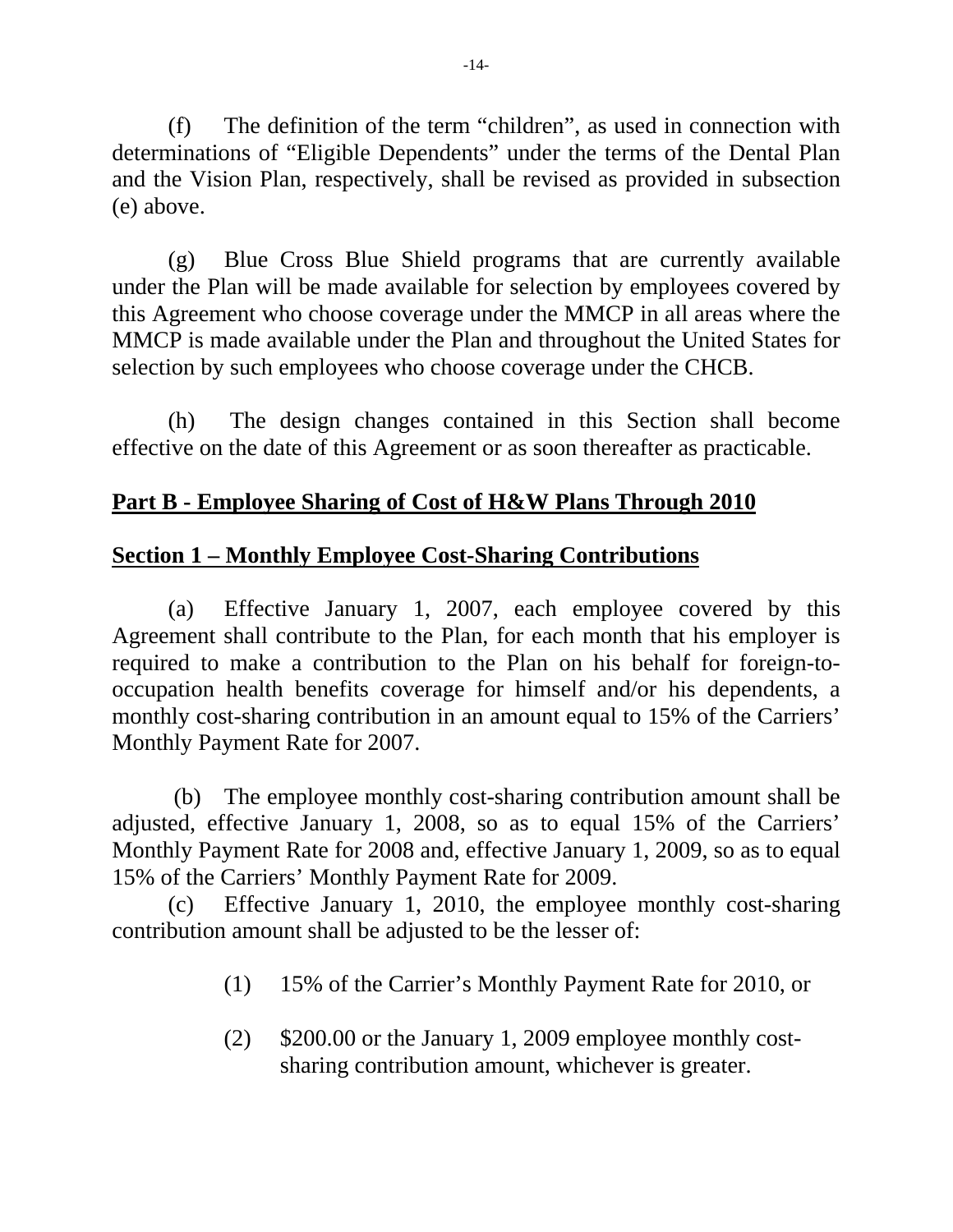(f) The definition of the term "children", as used in connection with determinations of "Eligible Dependents" under the terms of the Dental Plan and the Vision Plan, respectively, shall be revised as provided in subsection (e) above.

(g) Blue Cross Blue Shield programs that are currently available under the Plan will be made available for selection by employees covered by this Agreement who choose coverage under the MMCP in all areas where the MMCP is made available under the Plan and throughout the United States for selection by such employees who choose coverage under the CHCB.

(h) The design changes contained in this Section shall become effective on the date of this Agreement or as soon thereafter as practicable.

## Part B - Employee Sharing of Cost of H&W Plans Through 2010

### Section 1 – Monthly Employee Cost-Sharing Contributions

(a) Effective January 1, 2007, each employee covered by this Agreement shall contribute to the Plan, for each month that his employer is required to make a contribution to the Plan on his behalf for foreign-to-occupation health benefits coverage for himself and/or his dependents, a monthly cost-sharing contribution in an amount equal to 15% of the Carriers' Monthly Payment Rate for 2007.

(b) The employee monthly cost-sharing contribution amount shall be adjusted, effective January 1, 2008, so as to equal 15% of the Carriers' Monthly Payment Rate for 2008 and, effective January 1, 2009, so as to equal 15% of the Carriers' Monthly Payment Rate for 2009.

(c) Effective January 1, 2010, the employee monthly cost-sharing contribution amount shall be adjusted to be the lesser of:

(1) 15% of the Carrier's Monthly Payment Rate for 2010, or

(2) $200.00 or the January 1, 2009 employee monthly cost-sharing contribution amount, whichever is greater.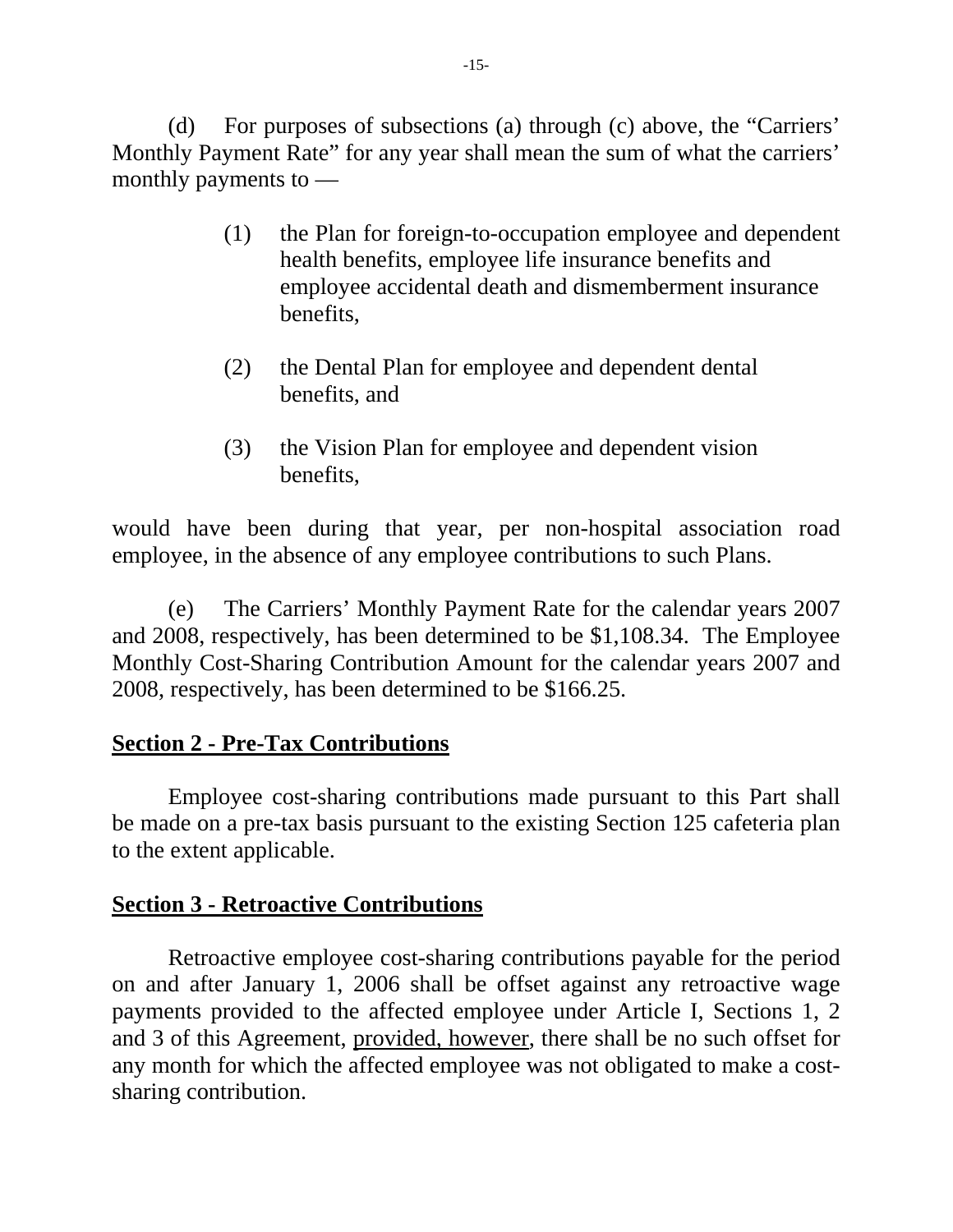(d) For purposes of subsections (a) through (c) above, the "Carriers' Monthly Payment Rate" for any year shall mean the sum of what the carriers' monthly payments to —

> (1) the Plan for foreign-to-occupation employee and dependent health benefits, employee life insurance benefits and employee accidental death and dismemberment insurance benefits,
>
> (2) the Dental Plan for employee and dependent dental benefits, and
>
> (3) the Vision Plan for employee and dependent vision benefits,

would have been during that year, per non-hospital association road employee, in the absence of any employee contributions to such Plans.

(e) The Carriers' Monthly Payment Rate for the calendar years 2007 and 2008, respectively, has been determined to be $1,108.34. The Employee Monthly Cost-Sharing Contribution Amount for the calendar years 2007 and 2008, respectively, has been determined to be $166.25.

**Section 2 - Pre-Tax Contributions**

Employee cost-sharing contributions made pursuant to this Part shall be made on a pre-tax basis pursuant to the existing Section 125 cafeteria plan to the extent applicable.

**Section 3 - Retroactive Contributions**

Retroactive employee cost-sharing contributions payable for the period on and after January 1, 2006 shall be offset against any retroactive wage payments provided to the affected employee under Article I, Sections 1, 2 and 3 of this Agreement, provided, however, there shall be no such offset for any month for which the affected employee was not obligated to make a cost-sharing contribution.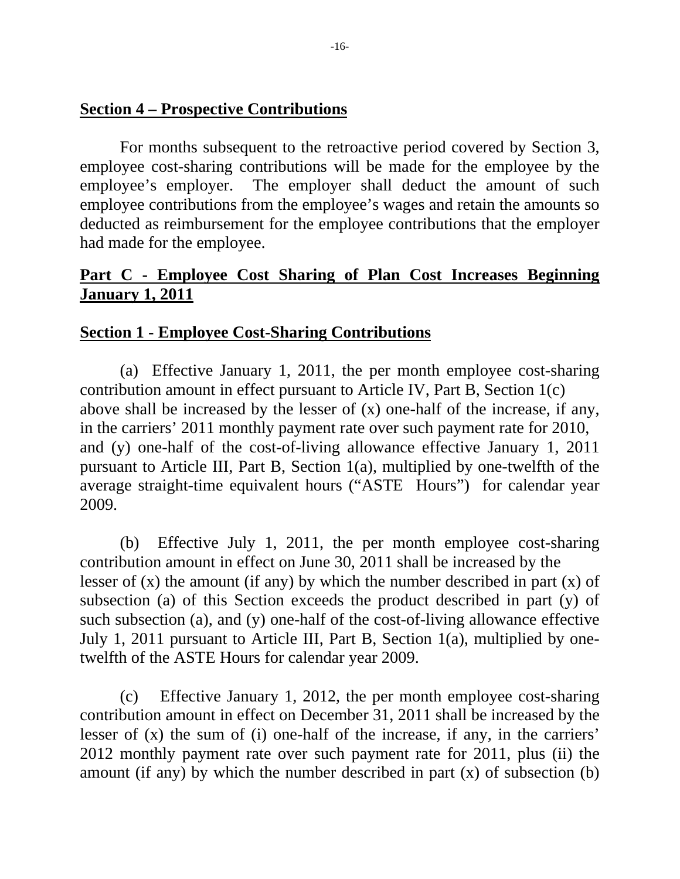## Section 4 – Prospective Contributions

For months subsequent to the retroactive period covered by Section 3, employee cost-sharing contributions will be made for the employee by the employee's employer. The employer shall deduct the amount of such employee contributions from the employee's wages and retain the amounts so deducted as reimbursement for the employee contributions that the employer had made for the employee.

## Part C - Employee Cost Sharing of Plan Cost Increases Beginning January 1, 2011

## Section 1 - Employee Cost-Sharing Contributions

(a) Effective January 1, 2011, the per month employee cost-sharing contribution amount in effect pursuant to Article IV, Part B, Section 1(c) above shall be increased by the lesser of (x) one-half of the increase, if any, in the carriers' 2011 monthly payment rate over such payment rate for 2010, and (y) one-half of the cost-of-living allowance effective January 1, 2011 pursuant to Article III, Part B, Section 1(a), multiplied by one-twelfth of the average straight-time equivalent hours ("ASTE Hours") for calendar year 2009.

(b) Effective July 1, 2011, the per month employee cost-sharing contribution amount in effect on June 30, 2011 shall be increased by the lesser of (x) the amount (if any) by which the number described in part (x) of subsection (a) of this Section exceeds the product described in part (y) of such subsection (a), and (y) one-half of the cost-of-living allowance effective July 1, 2011 pursuant to Article III, Part B, Section 1(a), multiplied by one-twelfth of the ASTE Hours for calendar year 2009.

(c) Effective January 1, 2012, the per month employee cost-sharing contribution amount in effect on December 31, 2011 shall be increased by the lesser of (x) the sum of (i) one-half of the increase, if any, in the carriers' 2012 monthly payment rate over such payment rate for 2011, plus (ii) the amount (if any) by which the number described in part (x) of subsection (b)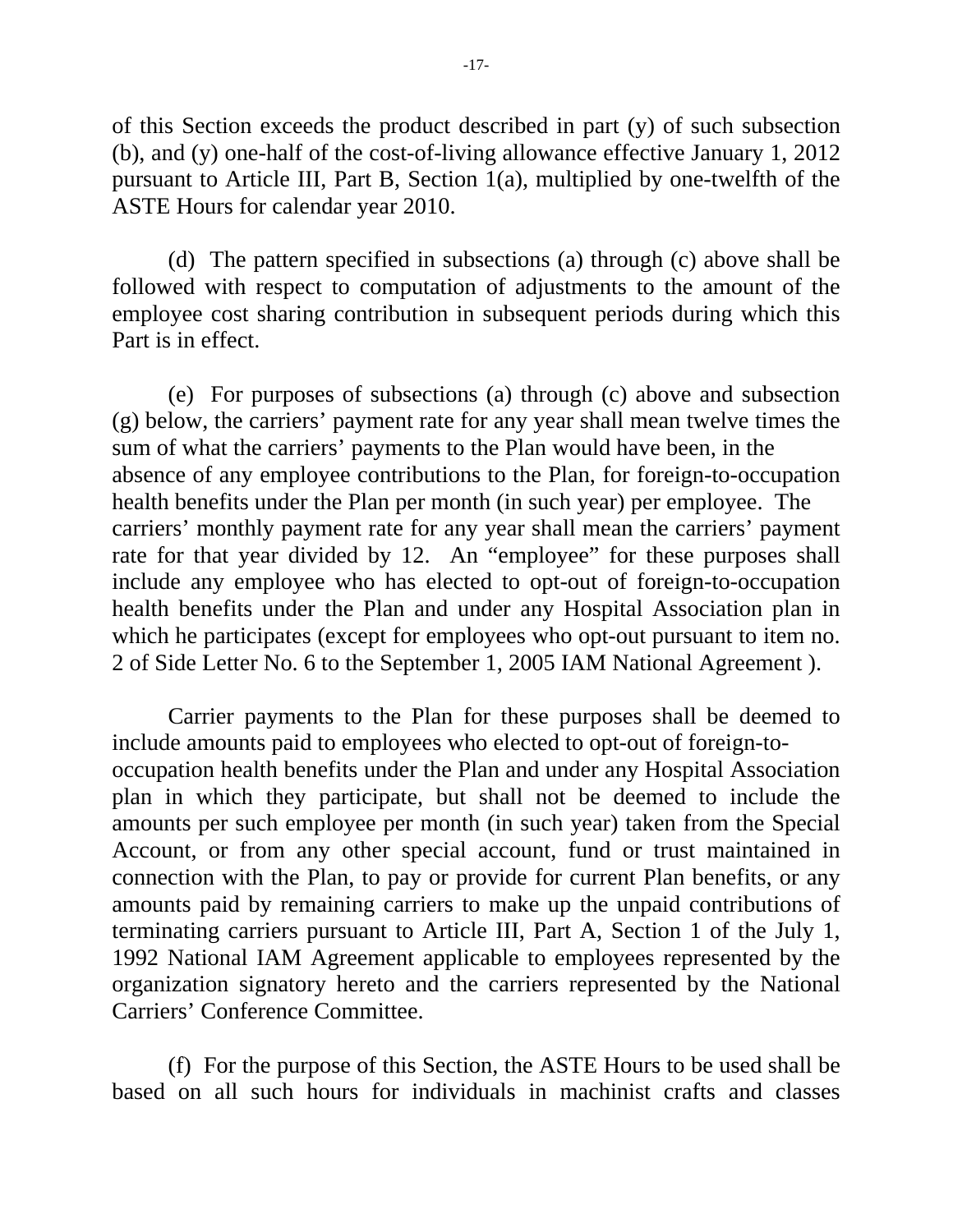of this Section exceeds the product described in part (y) of such subsection (b), and (y) one-half of the cost-of-living allowance effective January 1, 2012 pursuant to Article III, Part B, Section 1(a), multiplied by one-twelfth of the ASTE Hours for calendar year 2010.

(d) The pattern specified in subsections (a) through (c) above shall be followed with respect to computation of adjustments to the amount of the employee cost sharing contribution in subsequent periods during which this Part is in effect.

(e) For purposes of subsections (a) through (c) above and subsection (g) below, the carriers' payment rate for any year shall mean twelve times the sum of what the carriers' payments to the Plan would have been, in the absence of any employee contributions to the Plan, for foreign-to-occupation health benefits under the Plan per month (in such year) per employee. The carriers' monthly payment rate for any year shall mean the carriers' payment rate for that year divided by 12. An "employee" for these purposes shall include any employee who has elected to opt-out of foreign-to-occupation health benefits under the Plan and under any Hospital Association plan in which he participates (except for employees who opt-out pursuant to item no. 2 of Side Letter No. 6 to the September 1, 2005 IAM National Agreement ).

Carrier payments to the Plan for these purposes shall be deemed to include amounts paid to employees who elected to opt-out of foreign-to-occupation health benefits under the Plan and under any Hospital Association plan in which they participate, but shall not be deemed to include the amounts per such employee per month (in such year) taken from the Special Account, or from any other special account, fund or trust maintained in connection with the Plan, to pay or provide for current Plan benefits, or any amounts paid by remaining carriers to make up the unpaid contributions of terminating carriers pursuant to Article III, Part A, Section 1 of the July 1, 1992 National IAM Agreement applicable to employees represented by the organization signatory hereto and the carriers represented by the National Carriers' Conference Committee.

(f) For the purpose of this Section, the ASTE Hours to be used shall be based on all such hours for individuals in machinist crafts and classes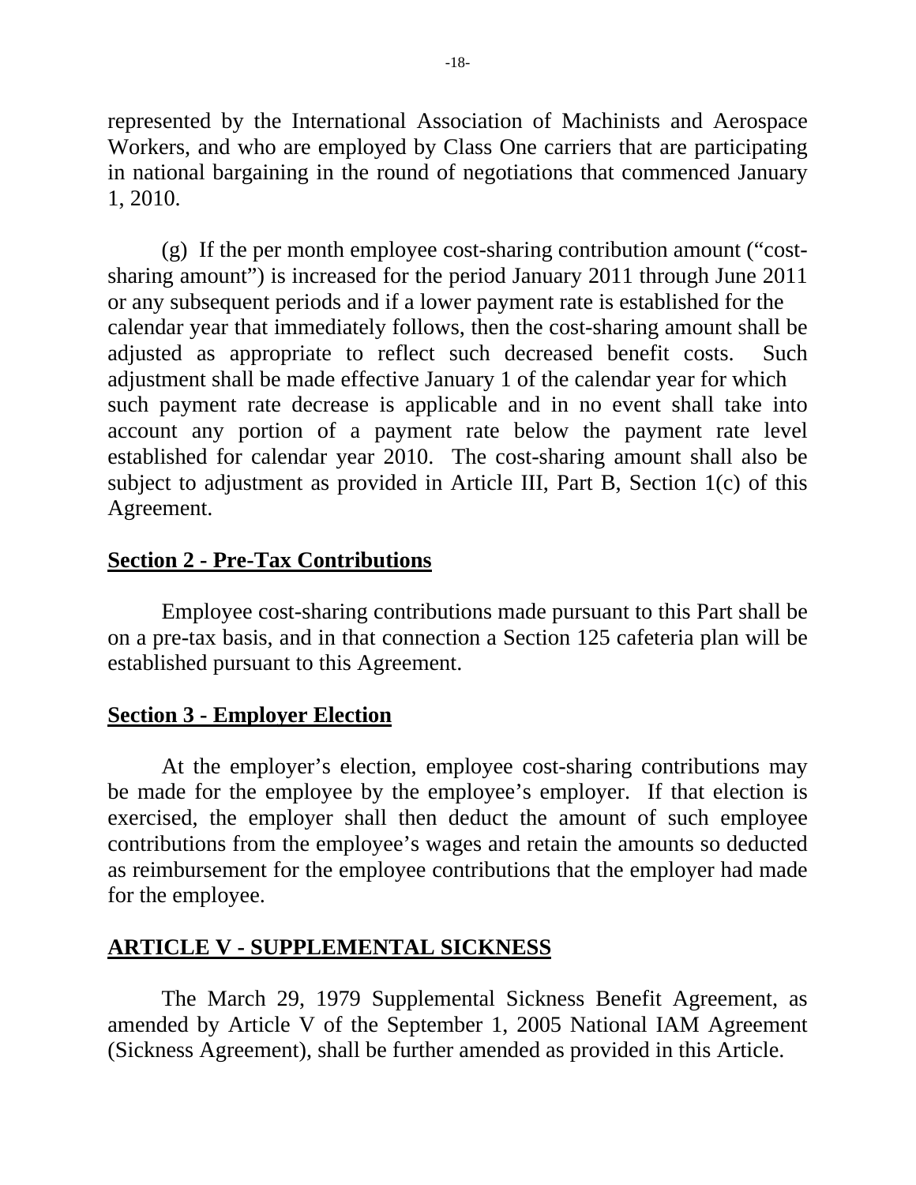represented by the International Association of Machinists and Aerospace Workers, and who are employed by Class One carriers that are participating in national bargaining in the round of negotiations that commenced January 1, 2010.

(g) If the per month employee cost-sharing contribution amount ("cost-sharing amount") is increased for the period January 2011 through June 2011 or any subsequent periods and if a lower payment rate is established for the calendar year that immediately follows, then the cost-sharing amount shall be adjusted as appropriate to reflect such decreased benefit costs. Such adjustment shall be made effective January 1 of the calendar year for which such payment rate decrease is applicable and in no event shall take into account any portion of a payment rate below the payment rate level established for calendar year 2010. The cost-sharing amount shall also be subject to adjustment as provided in Article III, Part B, Section 1(c) of this Agreement.

**Section 2 - Pre-Tax Contributions**

Employee cost-sharing contributions made pursuant to this Part shall be on a pre-tax basis, and in that connection a Section 125 cafeteria plan will be established pursuant to this Agreement.

**Section 3 - Employer Election**

At the employer's election, employee cost-sharing contributions may be made for the employee by the employee's employer. If that election is exercised, the employer shall then deduct the amount of such employee contributions from the employee's wages and retain the amounts so deducted as reimbursement for the employee contributions that the employer had made for the employee.

## ARTICLE V - SUPPLEMENTAL SICKNESS

The March 29, 1979 Supplemental Sickness Benefit Agreement, as amended by Article V of the September 1, 2005 National IAM Agreement (Sickness Agreement), shall be further amended as provided in this Article.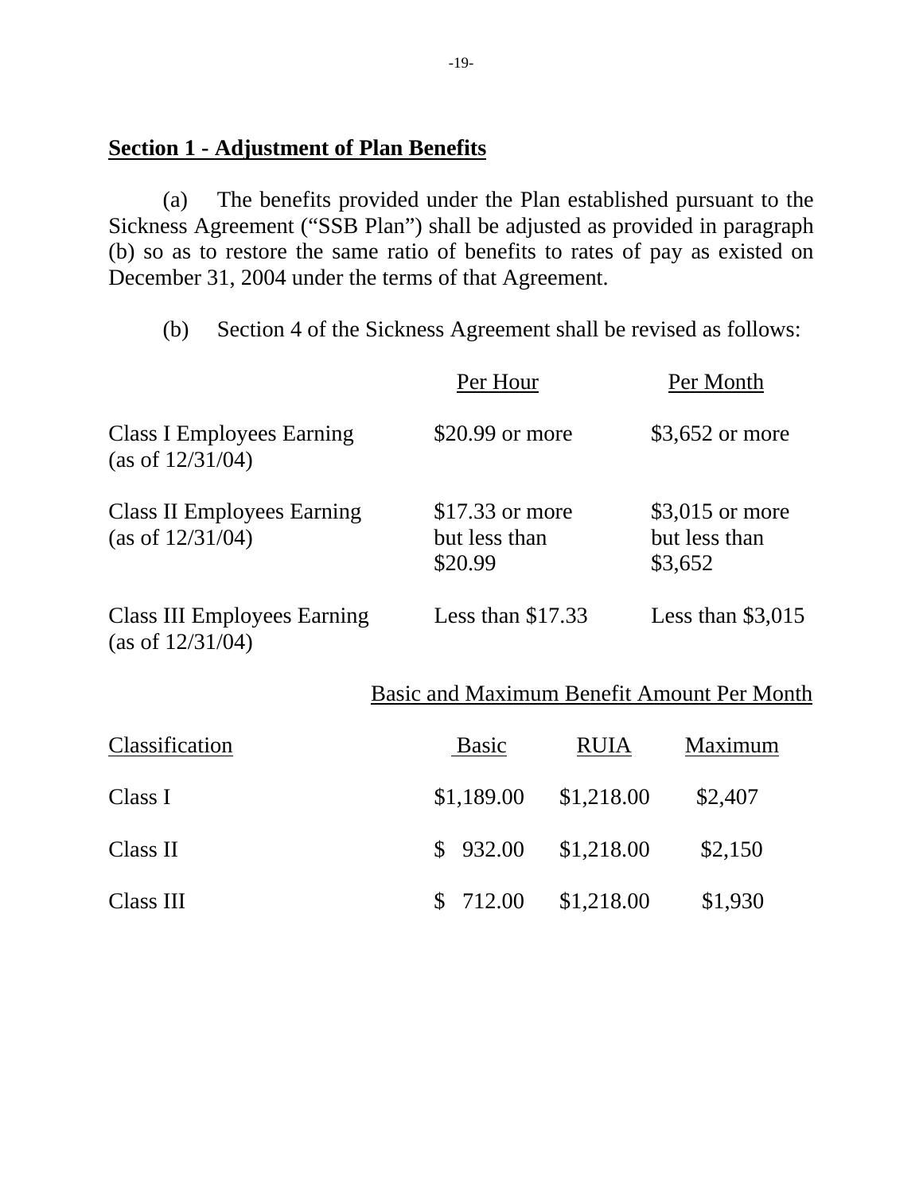**Section 1 - Adjustment of Plan Benefits**

(a) The benefits provided under the Plan established pursuant to the Sickness Agreement ("SSB Plan") shall be adjusted as provided in paragraph (b) so as to restore the same ratio of benefits to rates of pay as existed on December 31, 2004 under the terms of that Agreement.

(b) Section 4 of the Sickness Agreement shall be revised as follows:

| | Per Hour | Per Month |
|---|---|---|
| Class I Employees Earning (as of 12/31/04) | $20.99 or more | $3,652 or more |
| Class II Employees Earning (as of 12/31/04) | $17.33 or more but less than $20.99 | $3,015 or more but less than $3,652 |
| Class III Employees Earning (as of 12/31/04) | Less than $17.33 | Less than $3,015 |

| | Basic and Maximum Benefit Amount Per Month | | |
|---|---|---|---|
| Classification | Basic | RUIA | Maximum |
| Class I | $1,189.00 | $1,218.00 | $2,407 |
| Class II | $ 932.00 | $1,218.00 | $2,150 |
| Class III | $ 712.00 | $1,218.00 | $1,930 |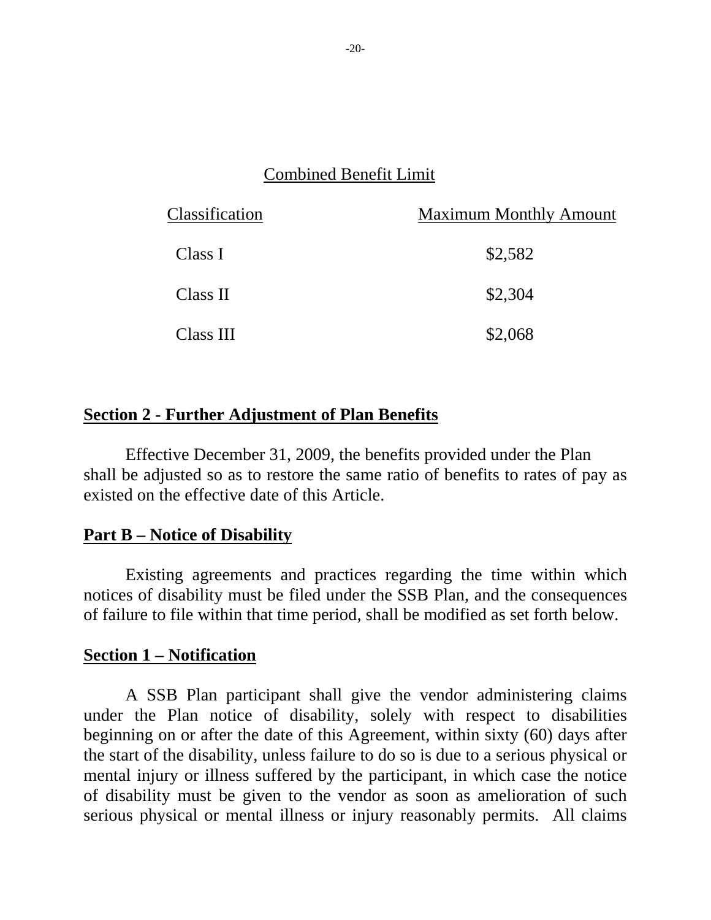Combined Benefit Limit

| Classification | Maximum Monthly Amount |
| --- | --- |
| Class I | $2,582 |
| Class II | $2,304 |
| Class III | $2,068 |

**Section 2 - Further Adjustment of Plan Benefits**

Effective December 31, 2009, the benefits provided under the Plan shall be adjusted so as to restore the same ratio of benefits to rates of pay as existed on the effective date of this Article.

**Part B – Notice of Disability**

Existing agreements and practices regarding the time within which notices of disability must be filed under the SSB Plan, and the consequences of failure to file within that time period, shall be modified as set forth below.

**Section 1 – Notification**

A SSB Plan participant shall give the vendor administering claims under the Plan notice of disability, solely with respect to disabilities beginning on or after the date of this Agreement, within sixty (60) days after the start of the disability, unless failure to do so is due to a serious physical or mental injury or illness suffered by the participant, in which case the notice of disability must be given to the vendor as soon as amelioration of such serious physical or mental illness or injury reasonably permits. All claims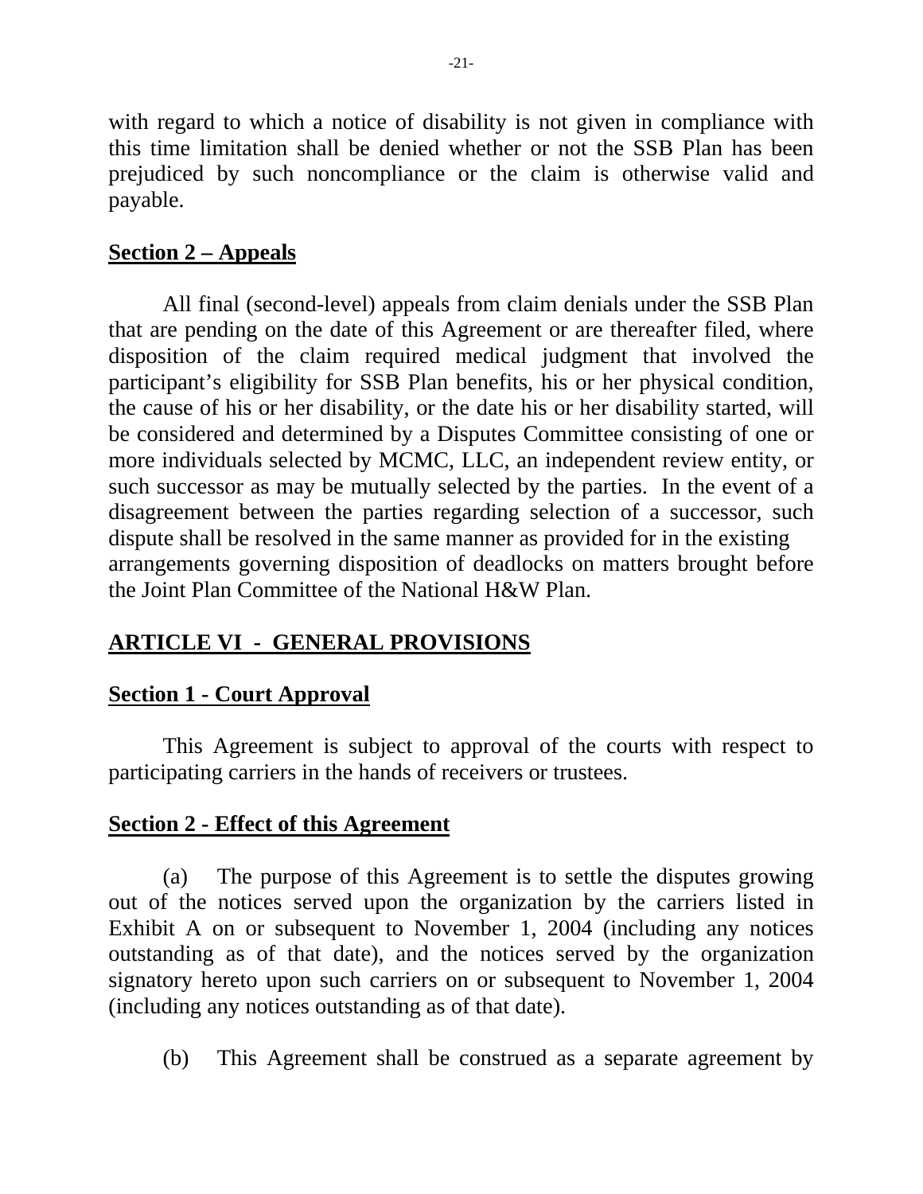with regard to which a notice of disability is not given in compliance with this time limitation shall be denied whether or not the SSB Plan has been prejudiced by such noncompliance or the claim is otherwise valid and payable.

**Section 2 – Appeals**

All final (second-level) appeals from claim denials under the SSB Plan that are pending on the date of this Agreement or are thereafter filed, where disposition of the claim required medical judgment that involved the participant's eligibility for SSB Plan benefits, his or her physical condition, the cause of his or her disability, or the date his or her disability started, will be considered and determined by a Disputes Committee consisting of one or more individuals selected by MCMC, LLC, an independent review entity, or such successor as may be mutually selected by the parties. In the event of a disagreement between the parties regarding selection of a successor, such dispute shall be resolved in the same manner as provided for in the existing arrangements governing disposition of deadlocks on matters brought before the Joint Plan Committee of the National H&W Plan.

## ARTICLE VI - GENERAL PROVISIONS

**Section 1 - Court Approval**

This Agreement is subject to approval of the courts with respect to participating carriers in the hands of receivers or trustees.

**Section 2 - Effect of this Agreement**

(a) The purpose of this Agreement is to settle the disputes growing out of the notices served upon the organization by the carriers listed in Exhibit A on or subsequent to November 1, 2004 (including any notices outstanding as of that date), and the notices served by the organization signatory hereto upon such carriers on or subsequent to November 1, 2004 (including any notices outstanding as of that date).

(b) This Agreement shall be construed as a separate agreement by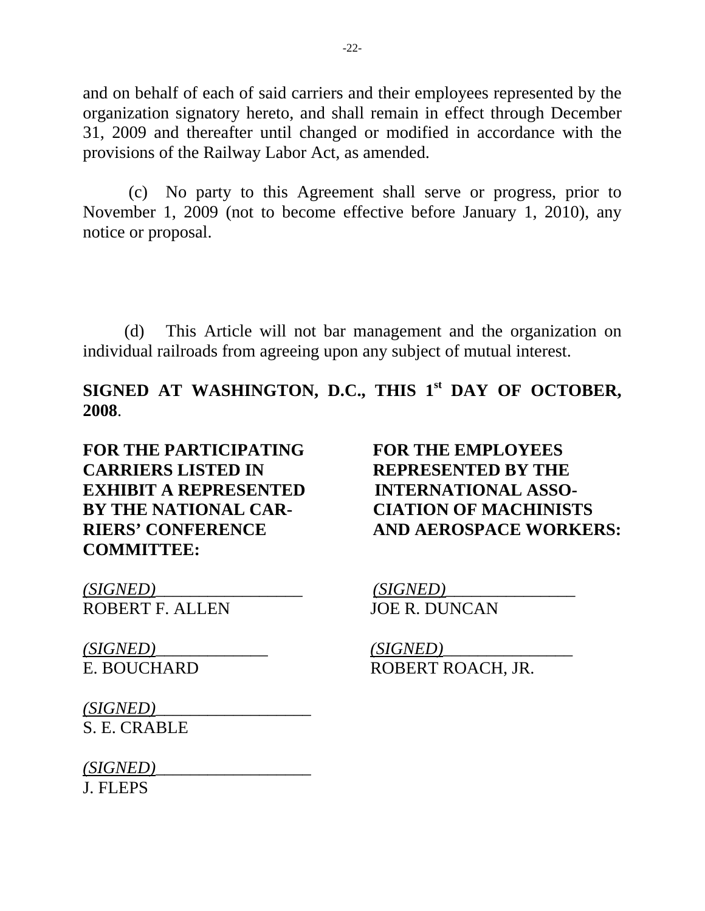and on behalf of each of said carriers and their employees represented by the organization signatory hereto, and shall remain in effect through December 31, 2009 and thereafter until changed or modified in accordance with the provisions of the Railway Labor Act, as amended.

(c) No party to this Agreement shall serve or progress, prior to November 1, 2009 (not to become effective before January 1, 2010), any notice or proposal.

(d) This Article will not bar management and the organization on individual railroads from agreeing upon any subject of mutual interest.

**SIGNED AT WASHINGTON, D.C., THIS 1st DAY OF OCTOBER, 2008**.

| **FOR THE PARTICIPATING CARRIERS LISTED IN EXHIBIT A REPRESENTED BY THE NATIONAL CARRIERS' CONFERENCE COMMITTEE:** | **FOR THE EMPLOYEES REPRESENTED BY THE INTERNATIONAL ASSOCIATION OF MACHINISTS AND AEROSPACE WORKERS:** |
|---|---|
| *(SIGNED)*<br>ROBERT F. ALLEN | *(SIGNED)*<br>JOE R. DUNCAN |
| *(SIGNED)*<br>E. BOUCHARD | *(SIGNED)*<br>ROBERT ROACH, JR. |
| *(SIGNED)*<br>S. E. CRABLE | |
| *(SIGNED)*<br>J. FLEPS | |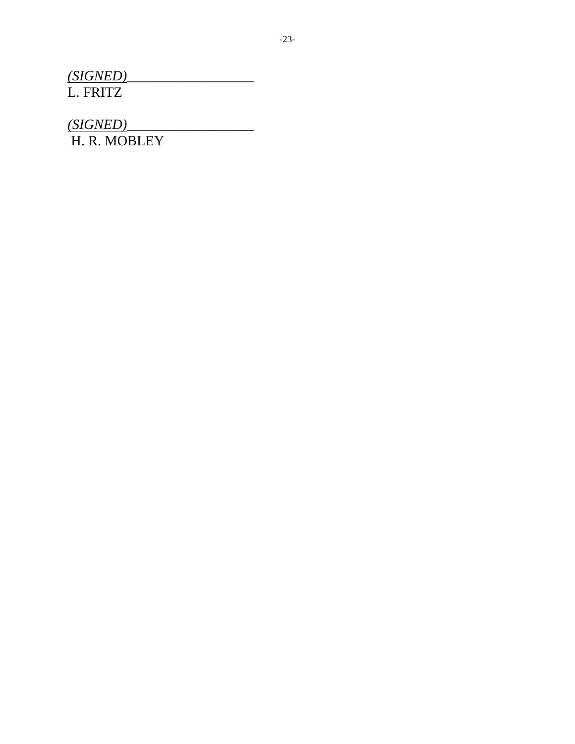*(SIGNED)*___________________
L. FRITZ

*(SIGNED)*___________________
H. R. MOBLEY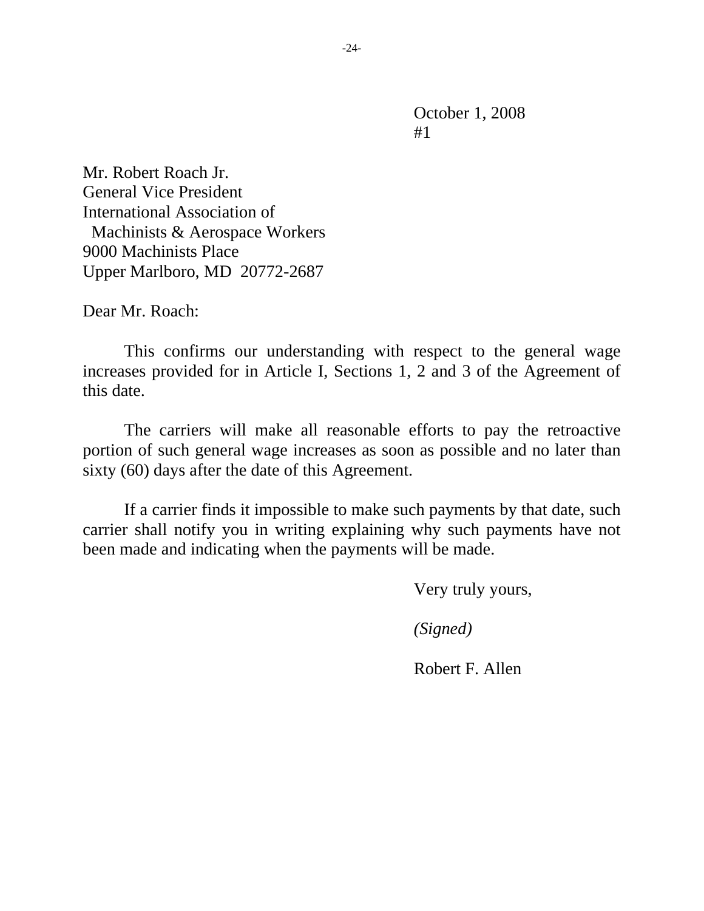October 1, 2008
#1

Mr. Robert Roach Jr.
General Vice President
International Association of
Machinists & Aerospace Workers
9000 Machinists Place
Upper Marlboro, MD 20772-2687

Dear Mr. Roach:

This confirms our understanding with respect to the general wage increases provided for in Article I, Sections 1, 2 and 3 of the Agreement of this date.

The carriers will make all reasonable efforts to pay the retroactive portion of such general wage increases as soon as possible and no later than sixty (60) days after the date of this Agreement.

If a carrier finds it impossible to make such payments by that date, such carrier shall notify you in writing explaining why such payments have not been made and indicating when the payments will be made.

Very truly yours,

*(Signed)*

Robert F. Allen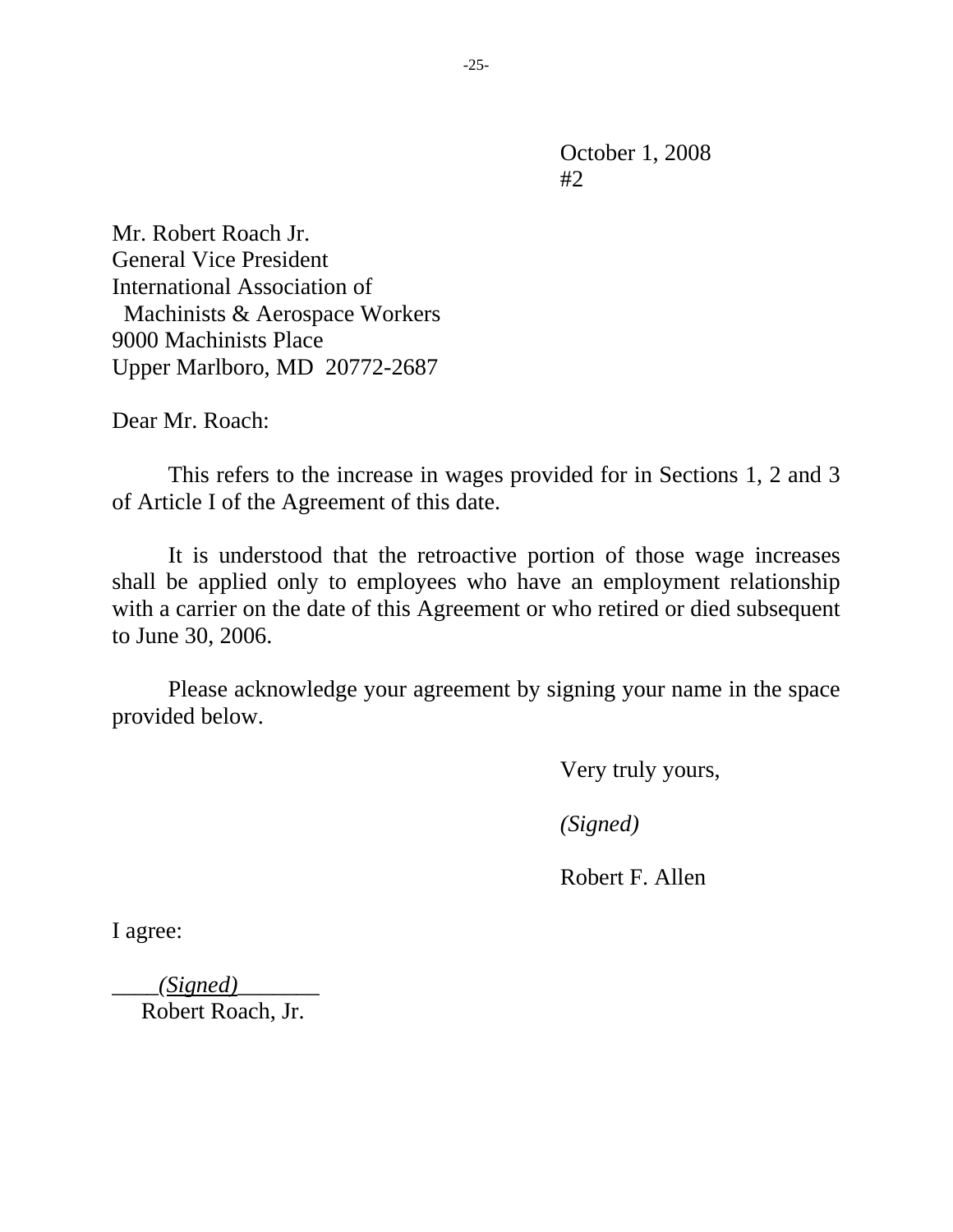October 1, 2008
#2

Mr. Robert Roach Jr.
General Vice President
International Association of
Machinists & Aerospace Workers
9000 Machinists Place
Upper Marlboro, MD 20772-2687

Dear Mr. Roach:

This refers to the increase in wages provided for in Sections 1, 2 and 3 of Article I of the Agreement of this date.

It is understood that the retroactive portion of those wage increases shall be applied only to employees who have an employment relationship with a carrier on the date of this Agreement or who retired or died subsequent to June 30, 2006.

Please acknowledge your agreement by signing your name in the space provided below.

Very truly yours,

*(Signed)*

Robert F. Allen

I agree:

*(Signed)*
Robert Roach, Jr.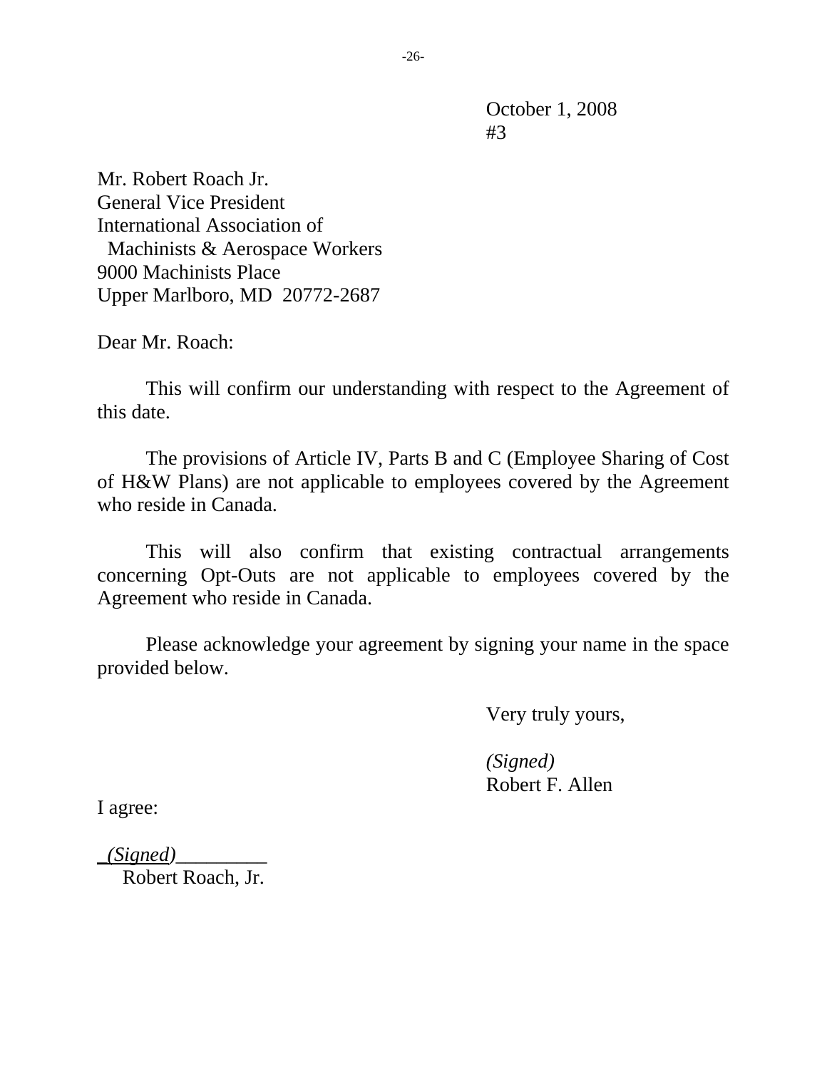October 1, 2008
#3

Mr. Robert Roach Jr.
General Vice President
International Association of
Machinists & Aerospace Workers
9000 Machinists Place
Upper Marlboro, MD 20772-2687

Dear Mr. Roach:

This will confirm our understanding with respect to the Agreement of this date.

The provisions of Article IV, Parts B and C (Employee Sharing of Cost of H&W Plans) are not applicable to employees covered by the Agreement who reside in Canada.

This will also confirm that existing contractual arrangements concerning Opt-Outs are not applicable to employees covered by the Agreement who reside in Canada.

Please acknowledge your agreement by signing your name in the space provided below.

Very truly yours,

*(Signed)*
Robert F. Allen

I agree:

*(Signed)*_________
Robert Roach, Jr.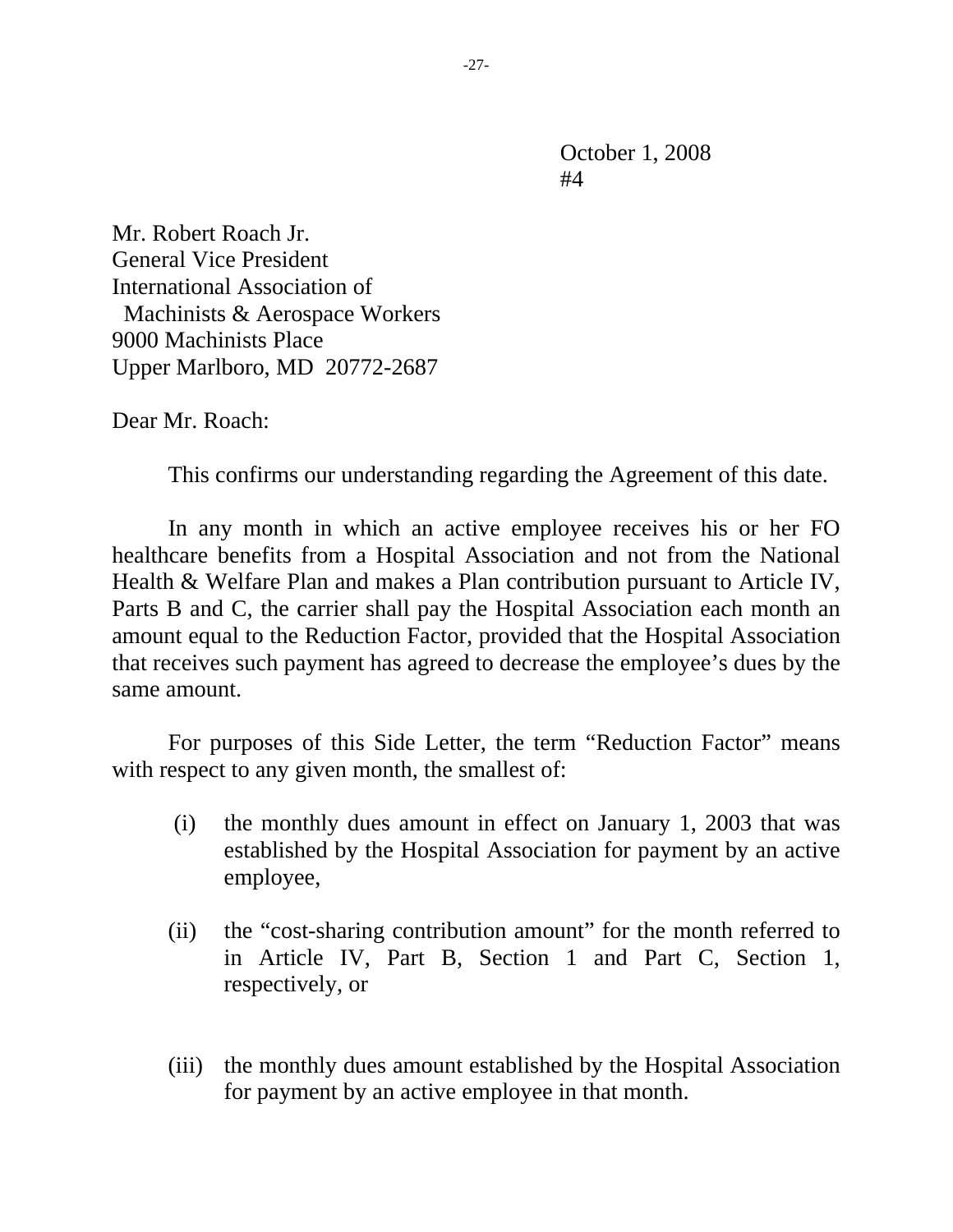October 1, 2008
#4

Mr. Robert Roach Jr.
General Vice President
International Association of
Machinists & Aerospace Workers
9000 Machinists Place
Upper Marlboro, MD 20772-2687

Dear Mr. Roach:

This confirms our understanding regarding the Agreement of this date.

In any month in which an active employee receives his or her FO healthcare benefits from a Hospital Association and not from the National Health & Welfare Plan and makes a Plan contribution pursuant to Article IV, Parts B and C, the carrier shall pay the Hospital Association each month an amount equal to the Reduction Factor, provided that the Hospital Association that receives such payment has agreed to decrease the employee's dues by the same amount.

For purposes of this Side Letter, the term "Reduction Factor" means with respect to any given month, the smallest of:

(i) the monthly dues amount in effect on January 1, 2003 that was established by the Hospital Association for payment by an active employee,

(ii) the "cost-sharing contribution amount" for the month referred to in Article IV, Part B, Section 1 and Part C, Section 1, respectively, or

(iii) the monthly dues amount established by the Hospital Association for payment by an active employee in that month.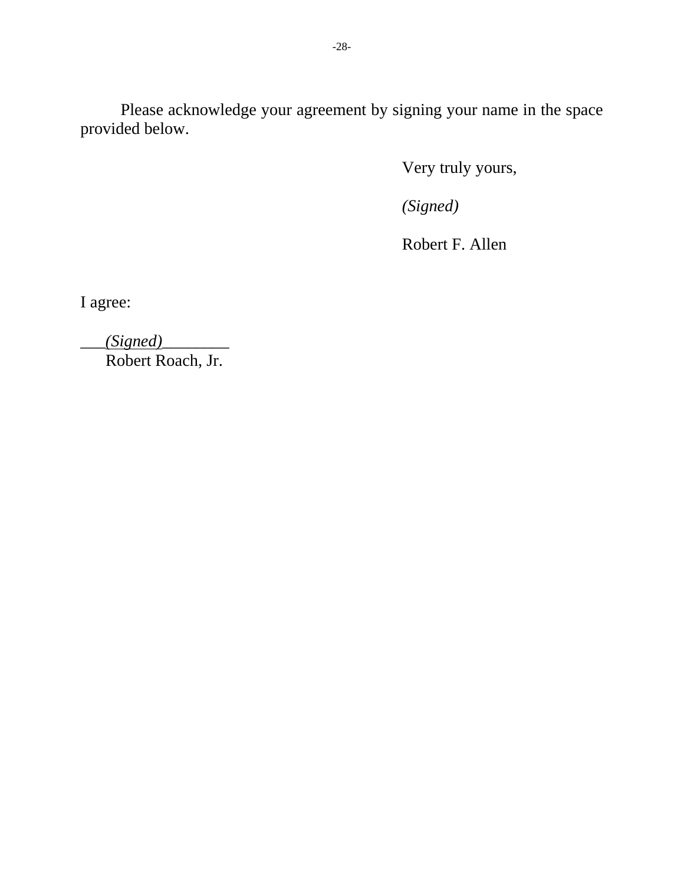Please acknowledge your agreement by signing your name in the space provided below.

Very truly yours,

*(Signed)*

Robert F. Allen

I agree:

___*(Signed)*________
Robert Roach, Jr.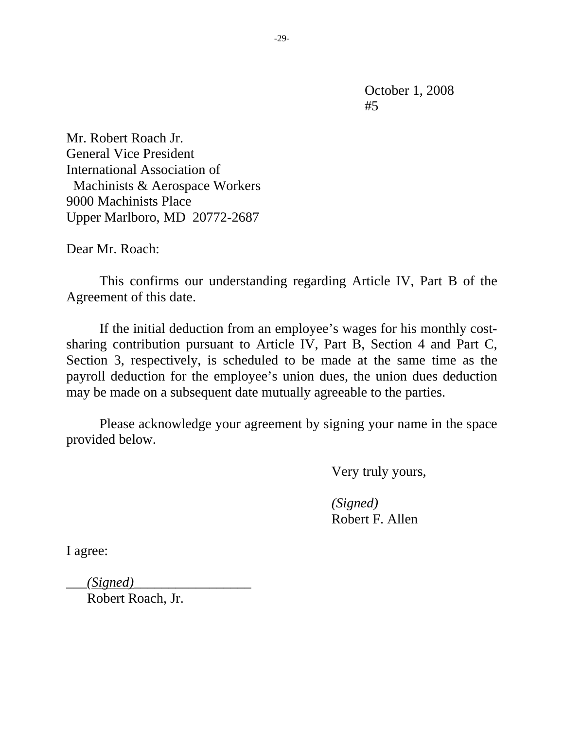October 1, 2008
#5

Mr. Robert Roach Jr.
General Vice President
International Association of
Machinists & Aerospace Workers
9000 Machinists Place
Upper Marlboro, MD 20772-2687

Dear Mr. Roach:

This confirms our understanding regarding Article IV, Part B of the Agreement of this date.

If the initial deduction from an employee's wages for his monthly cost-sharing contribution pursuant to Article IV, Part B, Section 4 and Part C, Section 3, respectively, is scheduled to be made at the same time as the payroll deduction for the employee's union dues, the union dues deduction may be made on a subsequent date mutually agreeable to the parties.

Please acknowledge your agreement by signing your name in the space provided below.

Very truly yours,

*(Signed)*
Robert F. Allen

I agree:

___*(Signed)*_________________
Robert Roach, Jr.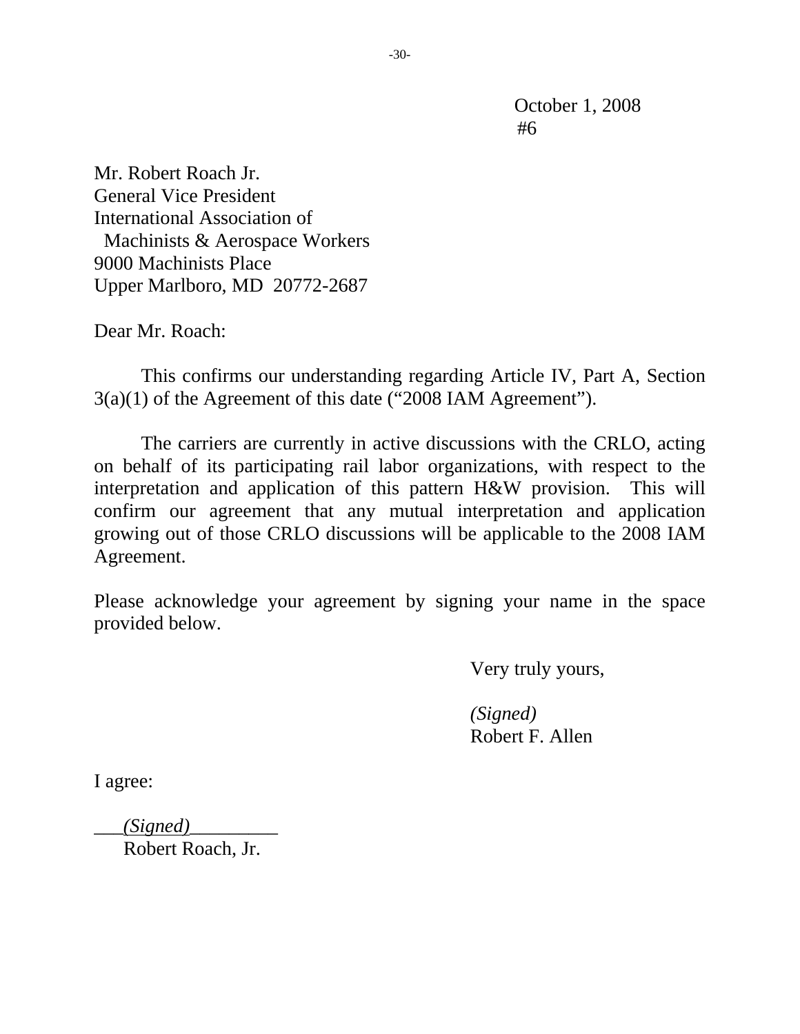October 1, 2008
#6

Mr. Robert Roach Jr.
General Vice President
International Association of
Machinists & Aerospace Workers
9000 Machinists Place
Upper Marlboro, MD 20772-2687

Dear Mr. Roach:

This confirms our understanding regarding Article IV, Part A, Section 3(a)(1) of the Agreement of this date ("2008 IAM Agreement").

The carriers are currently in active discussions with the CRLO, acting on behalf of its participating rail labor organizations, with respect to the interpretation and application of this pattern H&W provision. This will confirm our agreement that any mutual interpretation and application growing out of those CRLO discussions will be applicable to the 2008 IAM Agreement.

Please acknowledge your agreement by signing your name in the space provided below.

Very truly yours,

*(Signed)*
Robert F. Allen

I agree:

*(Signed)*
Robert Roach, Jr.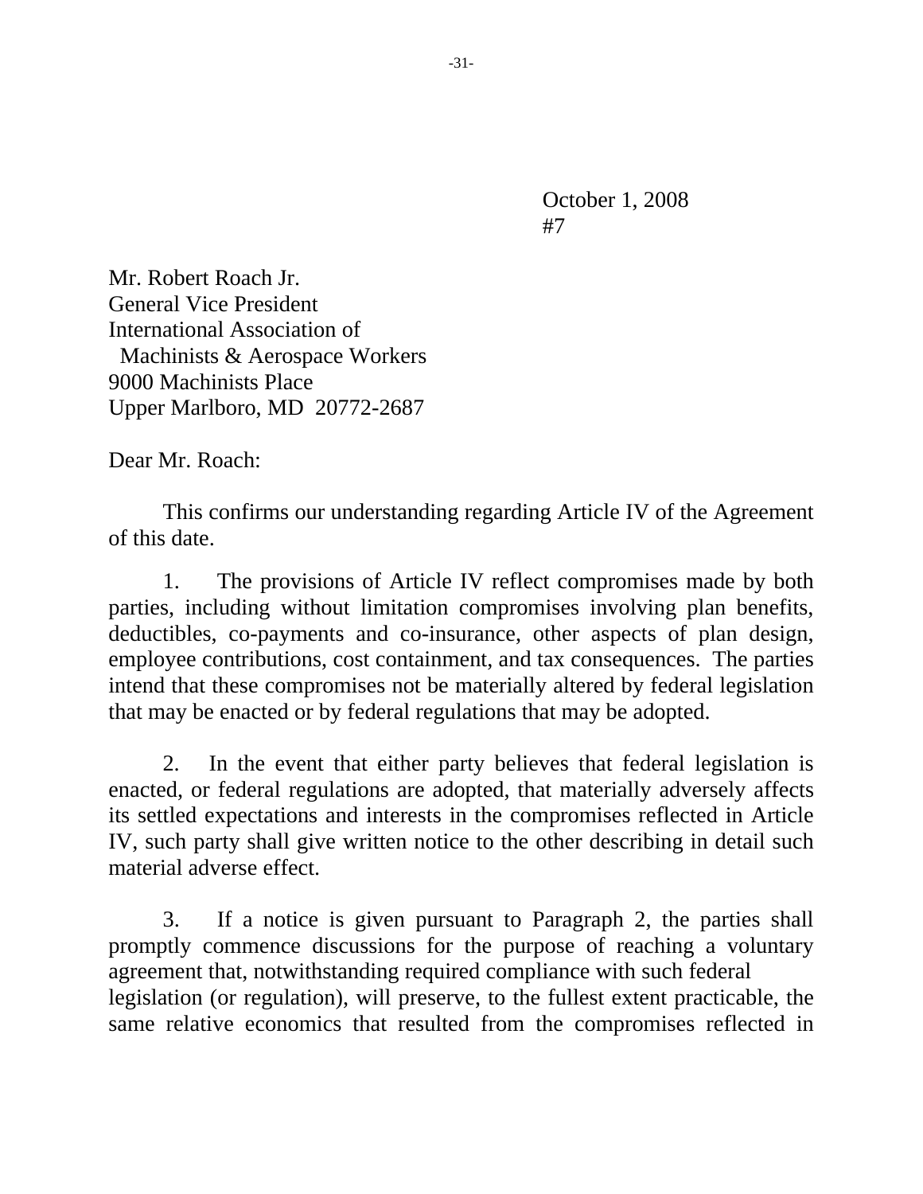October 1, 2008
#7

Mr. Robert Roach Jr.
General Vice President
International Association of
Machinists & Aerospace Workers
9000 Machinists Place
Upper Marlboro, MD 20772-2687

Dear Mr. Roach:

This confirms our understanding regarding Article IV of the Agreement of this date.

1. The provisions of Article IV reflect compromises made by both parties, including without limitation compromises involving plan benefits, deductibles, co-payments and co-insurance, other aspects of plan design, employee contributions, cost containment, and tax consequences. The parties intend that these compromises not be materially altered by federal legislation that may be enacted or by federal regulations that may be adopted.

2. In the event that either party believes that federal legislation is enacted, or federal regulations are adopted, that materially adversely affects its settled expectations and interests in the compromises reflected in Article IV, such party shall give written notice to the other describing in detail such material adverse effect.

3. If a notice is given pursuant to Paragraph 2, the parties shall promptly commence discussions for the purpose of reaching a voluntary agreement that, notwithstanding required compliance with such federal legislation (or regulation), will preserve, to the fullest extent practicable, the same relative economics that resulted from the compromises reflected in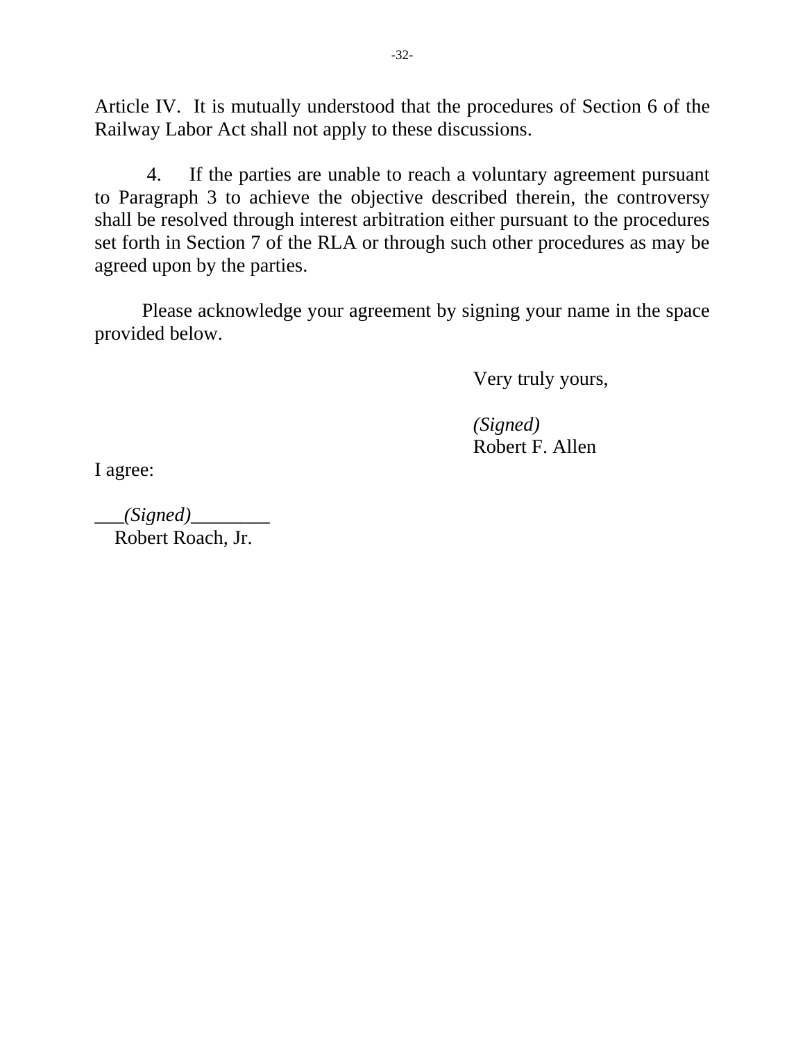Article IV. It is mutually understood that the procedures of Section 6 of the Railway Labor Act shall not apply to these discussions.

4. If the parties are unable to reach a voluntary agreement pursuant to Paragraph 3 to achieve the objective described therein, the controversy shall be resolved through interest arbitration either pursuant to the procedures set forth in Section 7 of the RLA or through such other procedures as may be agreed upon by the parties.

Please acknowledge your agreement by signing your name in the space provided below.

Very truly yours,

*(Signed)*
Robert F. Allen

I agree:

___*(Signed)*________
Robert Roach, Jr.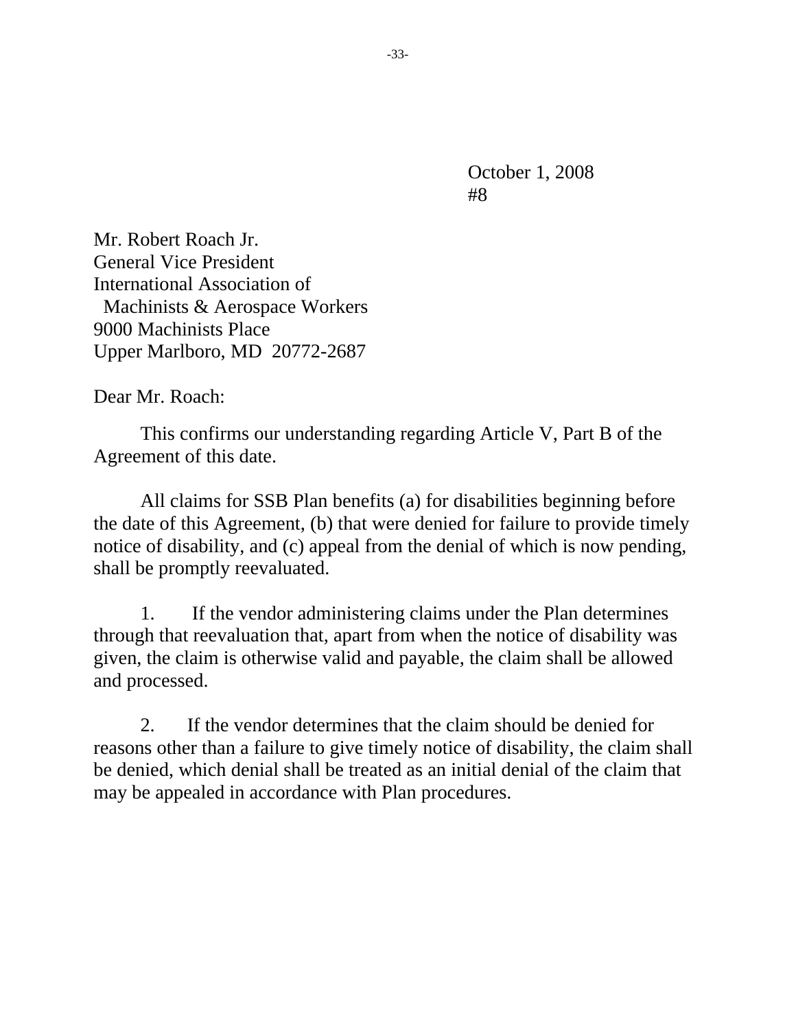October 1, 2008
#8

Mr. Robert Roach Jr.
General Vice President
International Association of
Machinists & Aerospace Workers
9000 Machinists Place
Upper Marlboro, MD 20772-2687

Dear Mr. Roach:

This confirms our understanding regarding Article V, Part B of the Agreement of this date.

All claims for SSB Plan benefits (a) for disabilities beginning before the date of this Agreement, (b) that were denied for failure to provide timely notice of disability, and (c) appeal from the denial of which is now pending, shall be promptly reevaluated.

1. If the vendor administering claims under the Plan determines through that reevaluation that, apart from when the notice of disability was given, the claim is otherwise valid and payable, the claim shall be allowed and processed.

2. If the vendor determines that the claim should be denied for reasons other than a failure to give timely notice of disability, the claim shall be denied, which denial shall be treated as an initial denial of the claim that may be appealed in accordance with Plan procedures.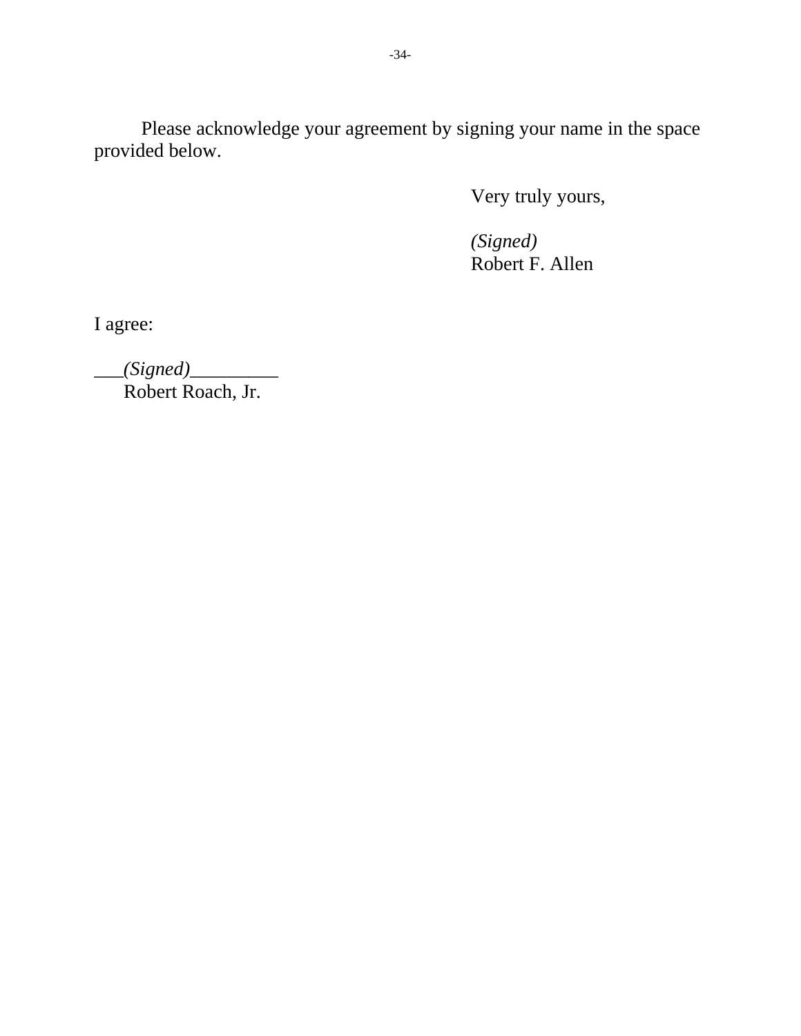Please acknowledge your agreement by signing your name in the space provided below.

Very truly yours,

*(Signed)*
Robert F. Allen

I agree:

___*(Signed)*_________
Robert Roach, Jr.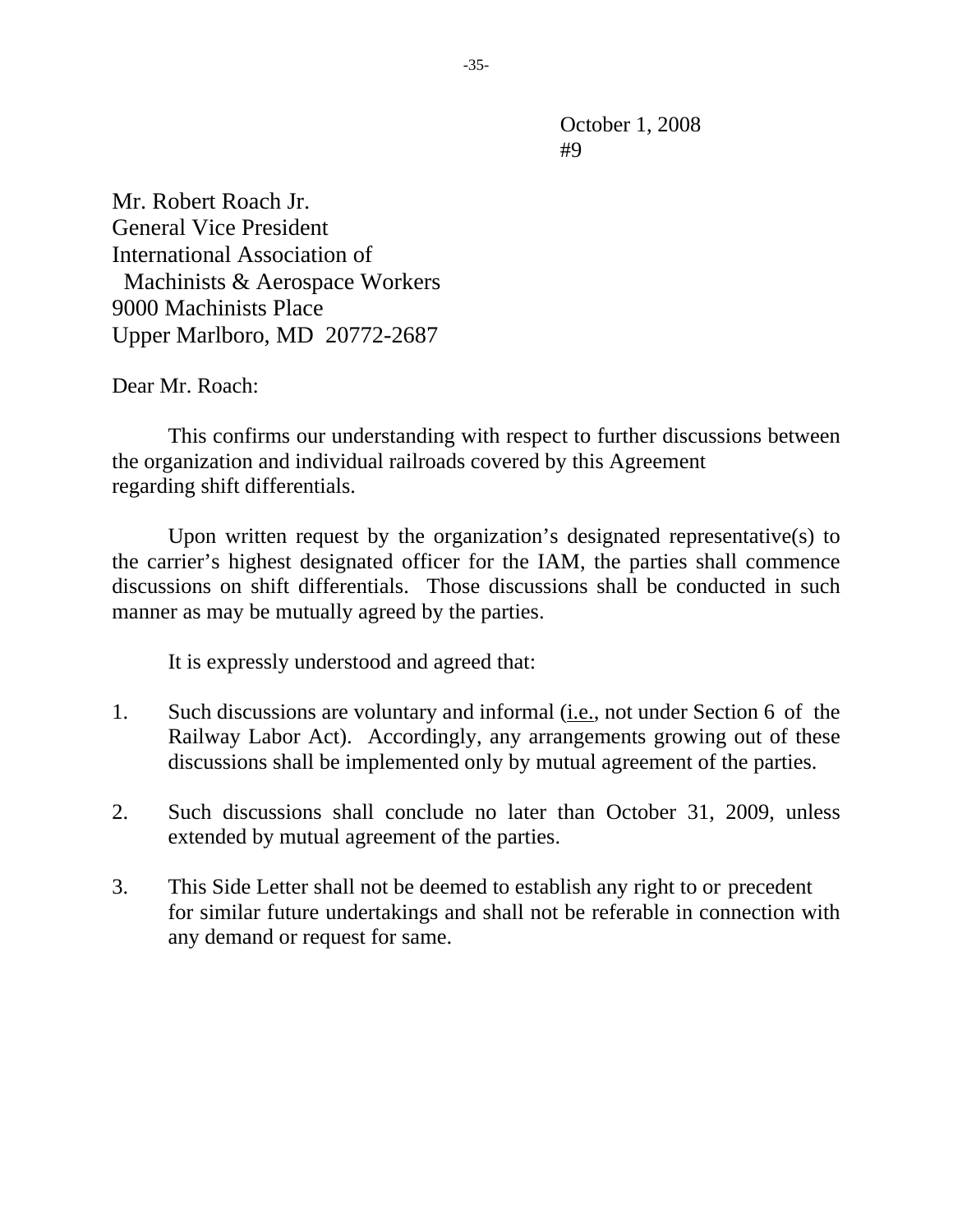October 1, 2008
#9

Mr. Robert Roach Jr.
General Vice President
International Association of
Machinists & Aerospace Workers
9000 Machinists Place
Upper Marlboro, MD 20772-2687

Dear Mr. Roach:

This confirms our understanding with respect to further discussions between the organization and individual railroads covered by this Agreement regarding shift differentials.

Upon written request by the organization's designated representative(s) to the carrier's highest designated officer for the IAM, the parties shall commence discussions on shift differentials. Those discussions shall be conducted in such manner as may be mutually agreed by the parties.

It is expressly understood and agreed that:

1. Such discussions are voluntary and informal (i.e., not under Section 6 of the Railway Labor Act). Accordingly, any arrangements growing out of these discussions shall be implemented only by mutual agreement of the parties.

2. Such discussions shall conclude no later than October 31, 2009, unless extended by mutual agreement of the parties.

3. This Side Letter shall not be deemed to establish any right to or precedent for similar future undertakings and shall not be referable in connection with any demand or request for same.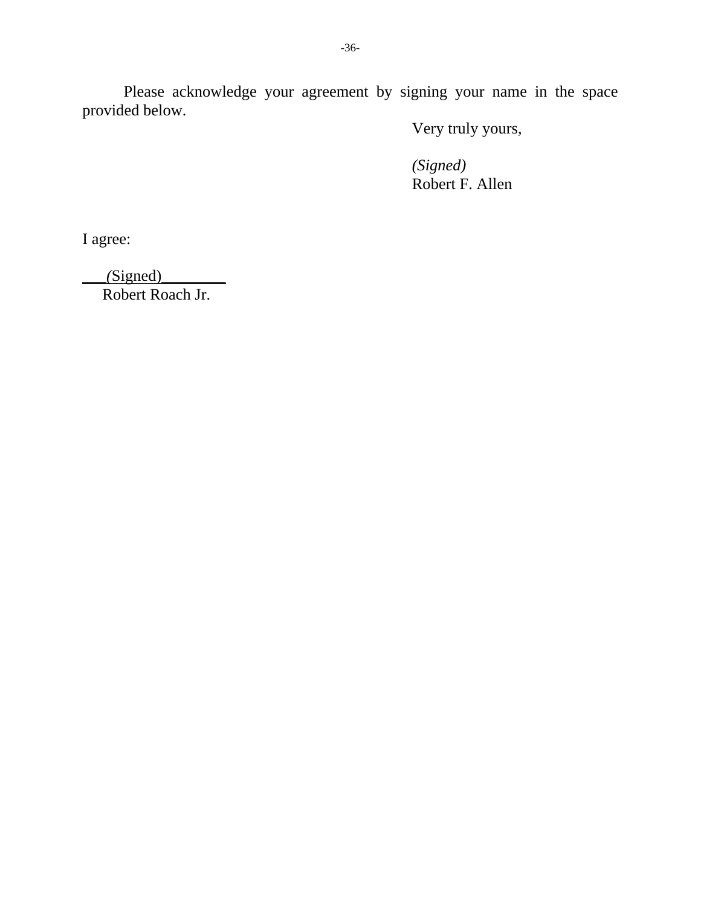Please acknowledge your agreement by signing your name in the space provided below.

Very truly yours,

*(Signed)*
Robert F. Allen

I agree:

*(Signed)*
Robert Roach Jr.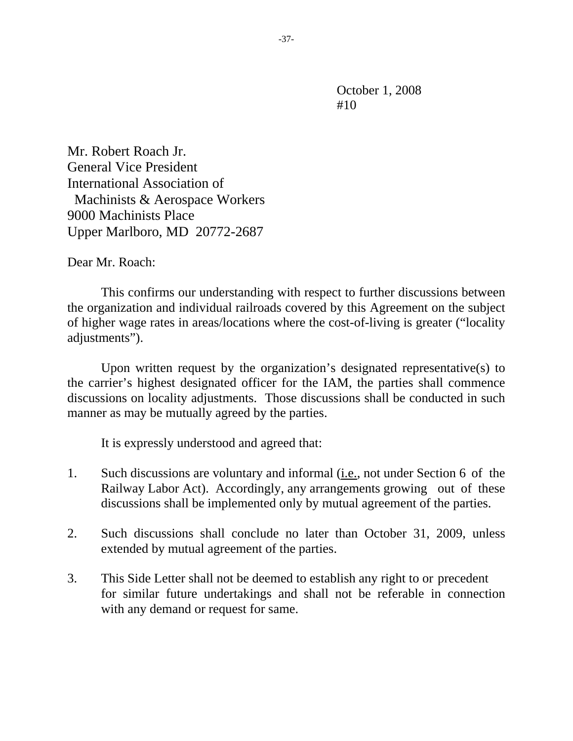October 1, 2008
#10

Mr. Robert Roach Jr.
General Vice President
International Association of
Machinists & Aerospace Workers
9000 Machinists Place
Upper Marlboro, MD 20772-2687

Dear Mr. Roach:

This confirms our understanding with respect to further discussions between the organization and individual railroads covered by this Agreement on the subject of higher wage rates in areas/locations where the cost-of-living is greater ("locality adjustments").

Upon written request by the organization's designated representative(s) to the carrier's highest designated officer for the IAM, the parties shall commence discussions on locality adjustments. Those discussions shall be conducted in such manner as may be mutually agreed by the parties.

It is expressly understood and agreed that:

1. Such discussions are voluntary and informal (i.e., not under Section 6 of the Railway Labor Act). Accordingly, any arrangements growing out of these discussions shall be implemented only by mutual agreement of the parties.

2. Such discussions shall conclude no later than October 31, 2009, unless extended by mutual agreement of the parties.

3. This Side Letter shall not be deemed to establish any right to or precedent for similar future undertakings and shall not be referable in connection with any demand or request for same.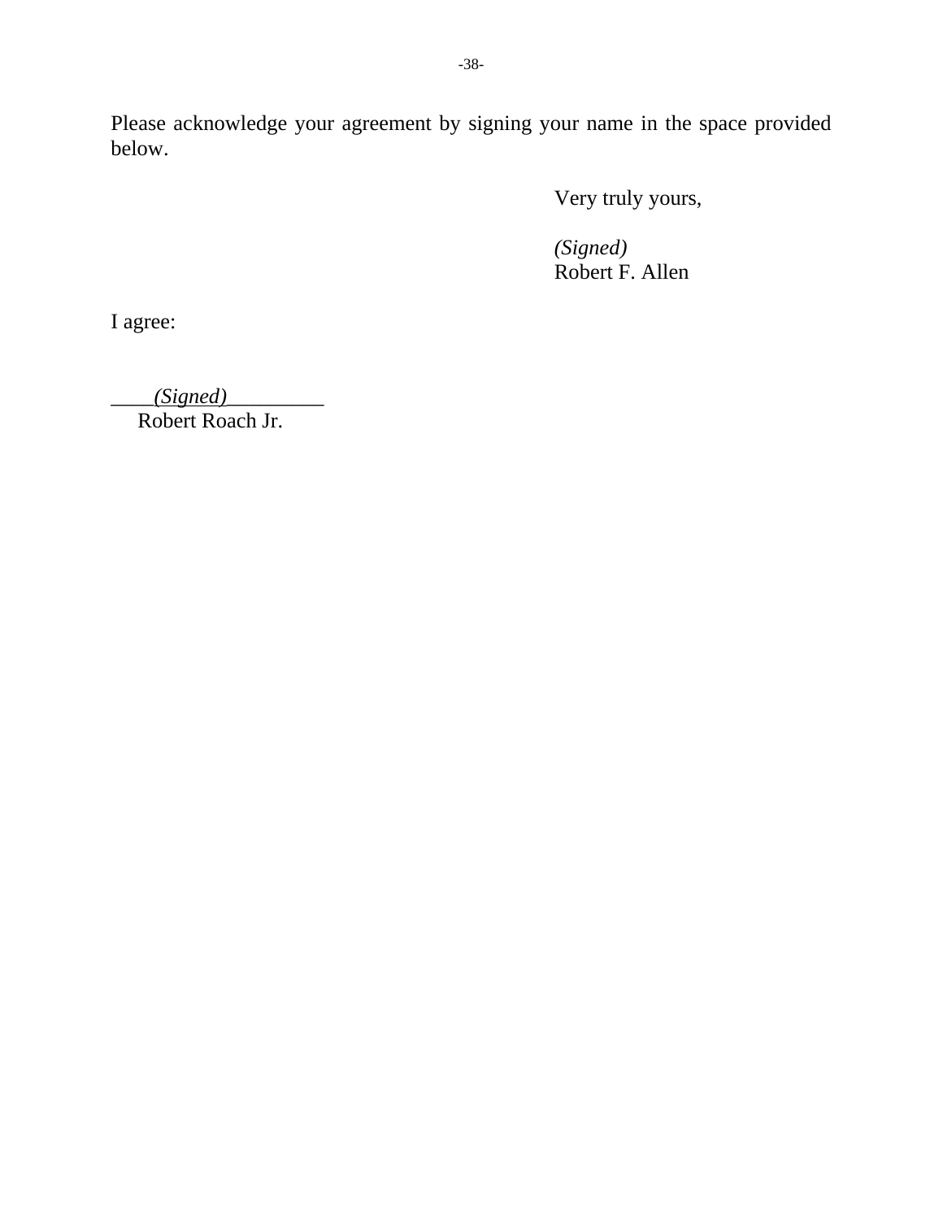Please acknowledge your agreement by signing your name in the space provided below.

Very truly yours,

*(Signed)*
Robert F. Allen

I agree:

____*(Signed)*_________
Robert Roach Jr.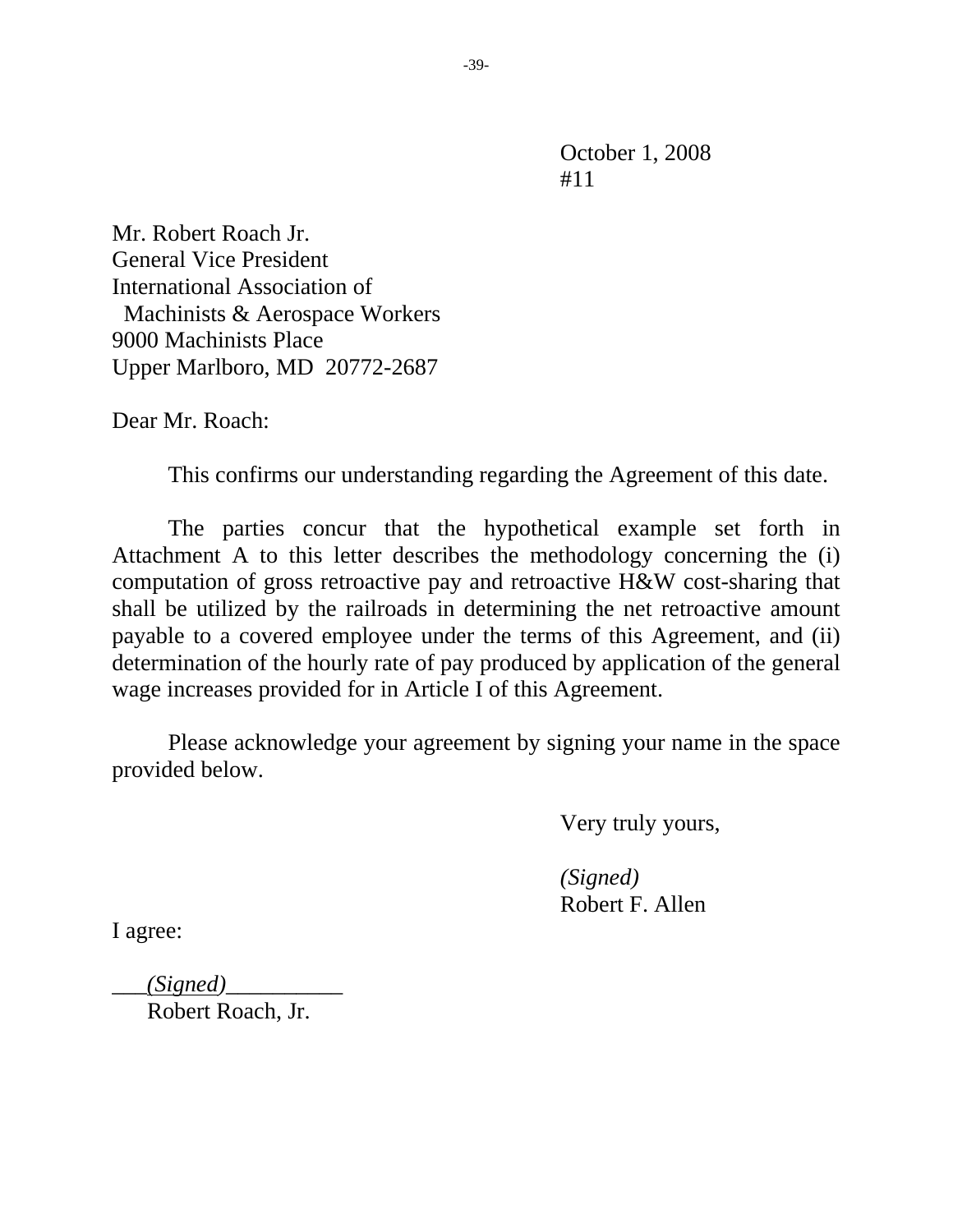October 1, 2008
#11

Mr. Robert Roach Jr.
General Vice President
International Association of
Machinists & Aerospace Workers
9000 Machinists Place
Upper Marlboro, MD 20772-2687

Dear Mr. Roach:

This confirms our understanding regarding the Agreement of this date.

The parties concur that the hypothetical example set forth in Attachment A to this letter describes the methodology concerning the (i) computation of gross retroactive pay and retroactive H&W cost-sharing that shall be utilized by the railroads in determining the net retroactive amount payable to a covered employee under the terms of this Agreement, and (ii) determination of the hourly rate of pay produced by application of the general wage increases provided for in Article I of this Agreement.

Please acknowledge your agreement by signing your name in the space provided below.

Very truly yours,

*(Signed)*
Robert F. Allen

I agree:

*(Signed)*
Robert Roach, Jr.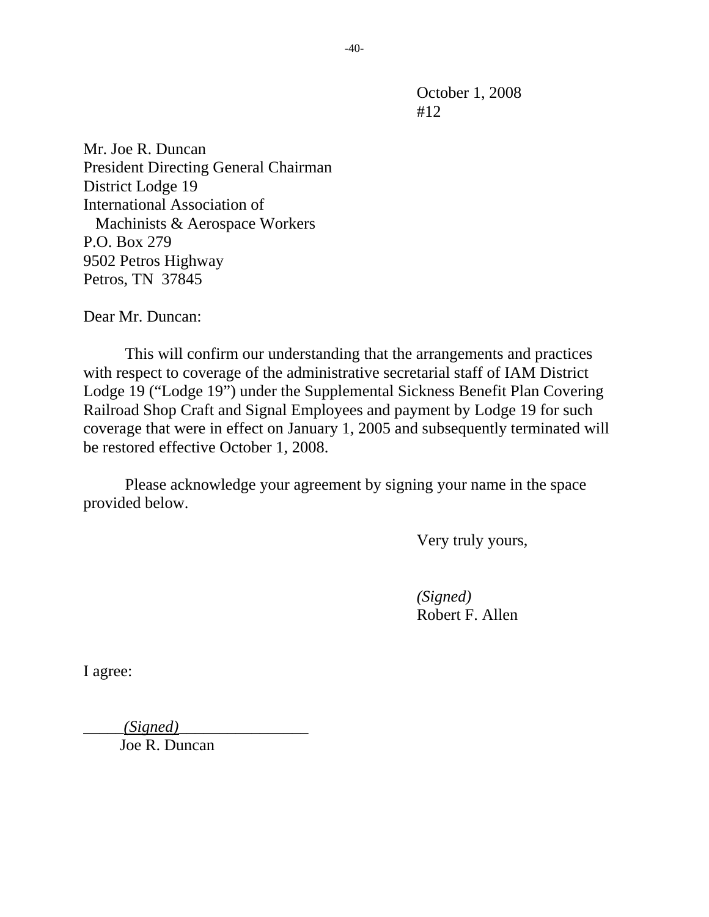October 1, 2008
#12

Mr. Joe R. Duncan
President Directing General Chairman
District Lodge 19
International Association of
Machinists & Aerospace Workers
P.O. Box 279
9502 Petros Highway
Petros, TN 37845

Dear Mr. Duncan:

This will confirm our understanding that the arrangements and practices with respect to coverage of the administrative secretarial staff of IAM District Lodge 19 (“Lodge 19”) under the Supplemental Sickness Benefit Plan Covering Railroad Shop Craft and Signal Employees and payment by Lodge 19 for such coverage that were in effect on January 1, 2005 and subsequently terminated will be restored effective October 1, 2008.

Please acknowledge your agreement by signing your name in the space provided below.

Very truly yours,

*(Signed)*
Robert F. Allen

I agree:

*(Signed)*
Joe R. Duncan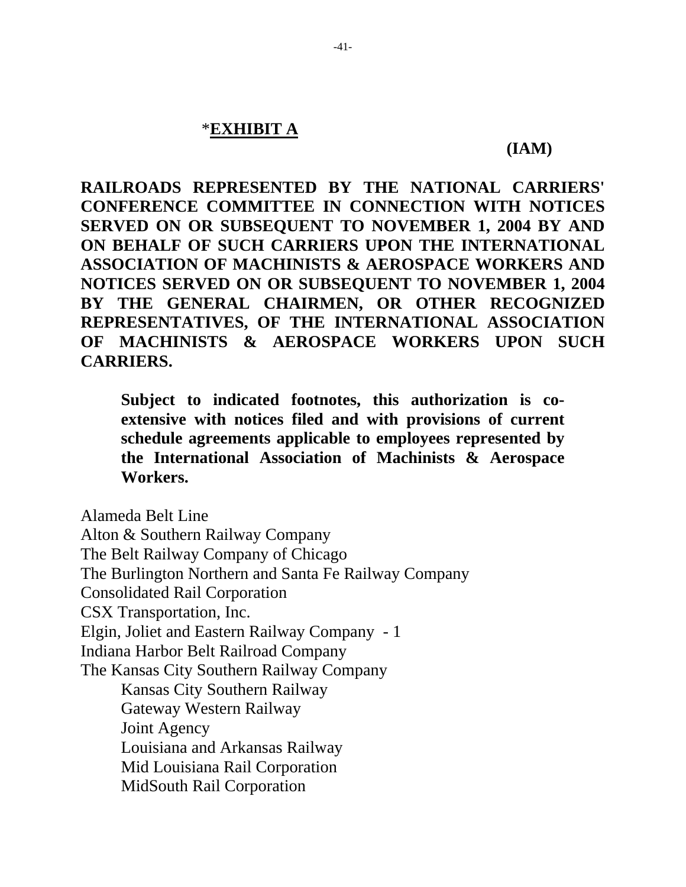*<u>**EXHIBIT A**</u>

**(IAM)**

**RAILROADS REPRESENTED BY THE NATIONAL CARRIERS' CONFERENCE COMMITTEE IN CONNECTION WITH NOTICES SERVED ON OR SUBSEQUENT TO NOVEMBER 1, 2004 BY AND ON BEHALF OF SUCH CARRIERS UPON THE INTERNATIONAL ASSOCIATION OF MACHINISTS & AEROSPACE WORKERS AND NOTICES SERVED ON OR SUBSEQUENT TO NOVEMBER 1, 2004 BY THE GENERAL CHAIRMEN, OR OTHER RECOGNIZED REPRESENTATIVES, OF THE INTERNATIONAL ASSOCIATION OF MACHINISTS & AEROSPACE WORKERS UPON SUCH CARRIERS.**

> **Subject to indicated footnotes, this authorization is co-extensive with notices filed and with provisions of current schedule agreements applicable to employees represented by the International Association of Machinists & Aerospace Workers.**

Alameda Belt Line
Alton & Southern Railway Company
The Belt Railway Company of Chicago
The Burlington Northern and Santa Fe Railway Company
Consolidated Rail Corporation
CSX Transportation, Inc.
Elgin, Joliet and Eastern Railway Company - 1
Indiana Harbor Belt Railroad Company
The Kansas City Southern Railway Company
- Kansas City Southern Railway
- Gateway Western Railway
- Joint Agency
- Louisiana and Arkansas Railway
- Mid Louisiana Rail Corporation
- MidSouth Rail Corporation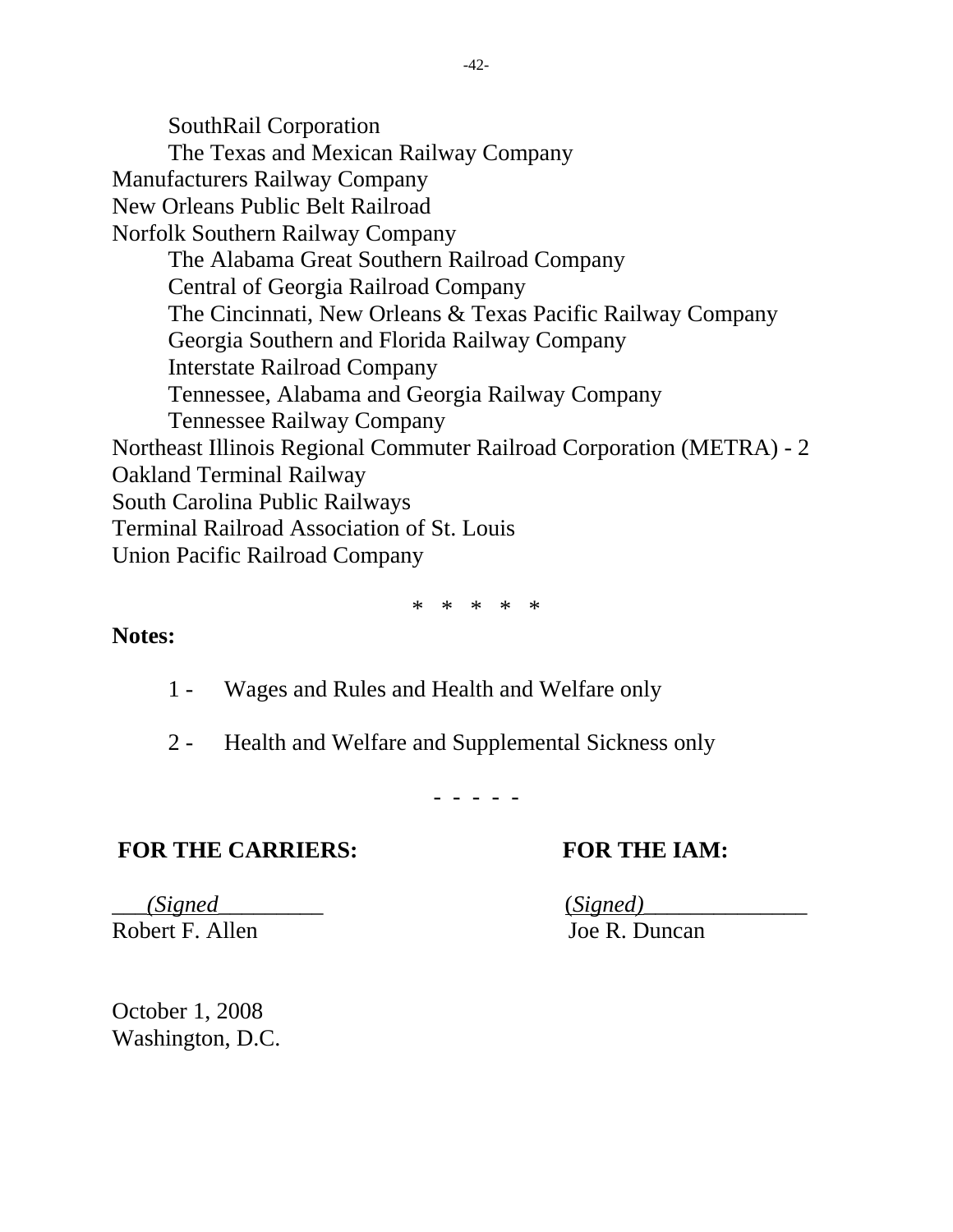SouthRail Corporation
The Texas and Mexican Railway Company
Manufacturers Railway Company
New Orleans Public Belt Railroad
Norfolk Southern Railway Company
The Alabama Great Southern Railroad Company
Central of Georgia Railroad Company
The Cincinnati, New Orleans & Texas Pacific Railway Company
Georgia Southern and Florida Railway Company
Interstate Railroad Company
Tennessee, Alabama and Georgia Railway Company
Tennessee Railway Company
Northeast Illinois Regional Commuter Railroad Corporation (METRA) - 2
Oakland Terminal Railway
South Carolina Public Railways
Terminal Railroad Association of St. Louis
Union Pacific Railroad Company

\* \* \* \* \*

**Notes:**

1 - Wages and Rules and Health and Welfare only

2 - Health and Welfare and Supplemental Sickness only

\- - - - -

**FOR THE CARRIERS:**

*(Signed*

Robert F. Allen

**FOR THE IAM:**

(*Signed)*

Joe R. Duncan

October 1, 2008
Washington, D.C.